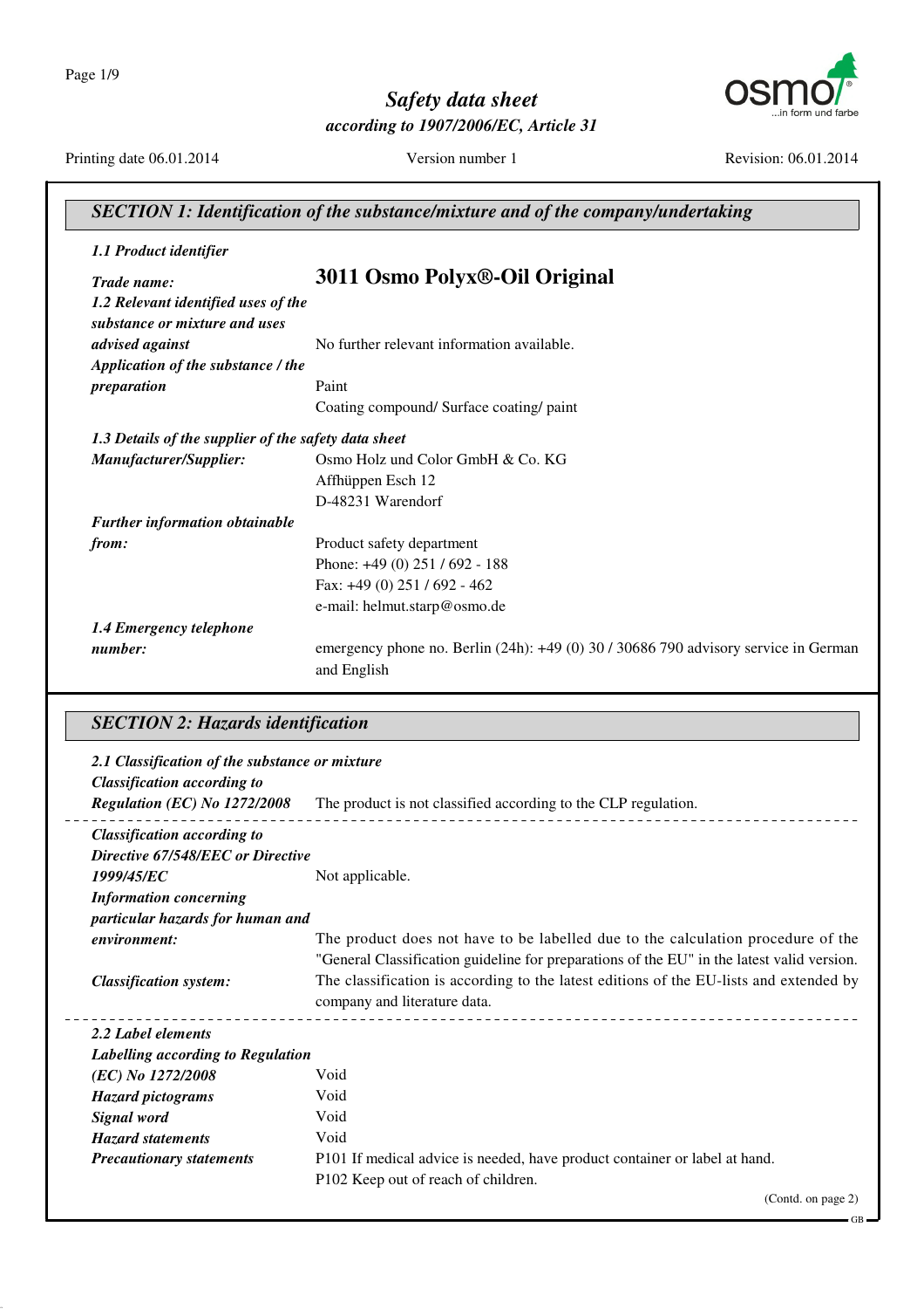# Safety data sheet

*according to 1907/2006/EC, Article 31*

Printing date 06.01.2014 | Version number 1 | Revision: 06.01.2014

## SECTION 1: Identification of the substance/mixture and of the company/undertaking

***1.1 Product identifier***

***Trade name:*** **3011 Osmo Polyx®-Oil Original**

***1.2 Relevant identified uses of the substance or mixture and uses advised against*** No further relevant information available.

***Application of the substance / the preparation*** Paint

Coating compound/ Surface coating/ paint

***1.3 Details of the supplier of the safety data sheet***

***Manufacturer/Supplier:***
Osmo Holz und Color GmbH & Co. KG
Affhüppen Esch 12
D-48231 Warendorf

***Further information obtainable from:***
Product safety department
Phone: +49 (0) 251 / 692 - 188
Fax: +49 (0) 251 / 692 - 462
e-mail: helmut.starp@osmo.de

***1.4 Emergency telephone number:*** emergency phone no. Berlin (24h): +49 (0) 30 / 30686 790 advisory service in German and English

## SECTION 2: Hazards identification

***2.1 Classification of the substance or mixture***

***Classification according to Regulation (EC) No 1272/2008*** The product is not classified according to the CLP regulation.

***Classification according to Directive 67/548/EEC or Directive 1999/45/EC*** Not applicable.

***Information concerning particular hazards for human and environment:*** The product does not have to be labelled due to the calculation procedure of the "General Classification guideline for preparations of the EU" in the latest valid version.

***Classification system:*** The classification is according to the latest editions of the EU-lists and extended by company and literature data.

***2.2 Label elements***

***Labelling according to Regulation (EC) No 1272/2008*** Void

***Hazard pictograms*** Void

***Signal word*** Void

***Hazard statements*** Void

***Precautionary statements***
P101 If medical advice is needed, have product container or label at hand.
P102 Keep out of reach of children.

(Contd. on page 2)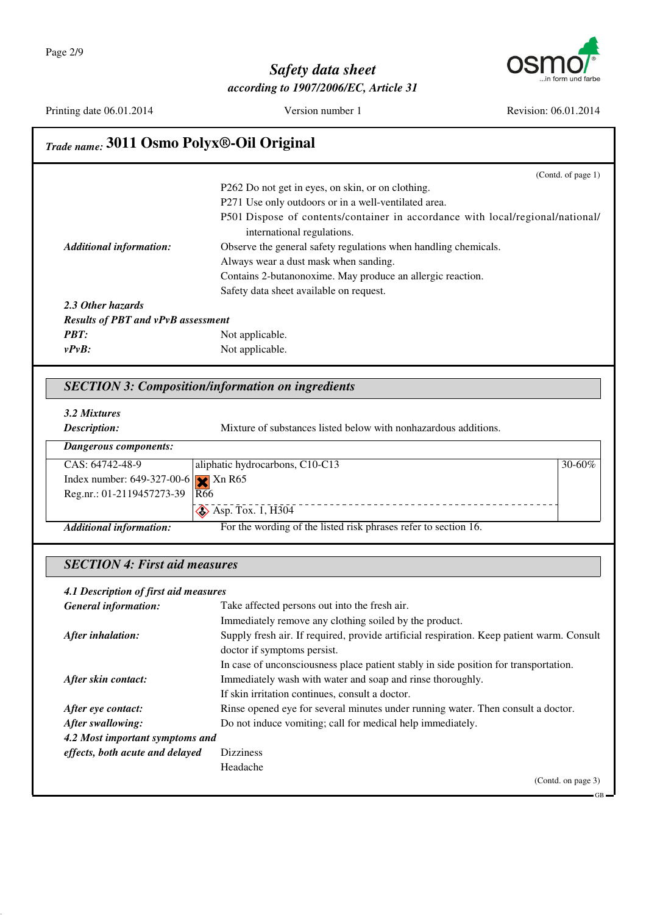## Trade name: 3011 Osmo Polyx®-Oil Original

(Contd. of page 1)

P262 Do not get in eyes, on skin, or on clothing.
P271 Use only outdoors or in a well-ventilated area.
P501 Dispose of contents/container in accordance with local/regional/national/international regulations.

***Additional information:*** Observe the general safety regulations when handling chemicals.
Always wear a dust mask when sanding.
Contains 2-butanonoxime. May produce an allergic reaction.
Safety data sheet available on request.

***2.3 Other hazards***

***Results of PBT and vPvB assessment***

***PBT:*** Not applicable.

***vPvB:*** Not applicable.

## SECTION 3: Composition/information on ingredients

***3.2 Mixtures***

***Description:*** Mixture of substances listed below with nonhazardous additions.

***Dangerous components:***

| | | |
|---|---|---|
| CAS: 64742-48-9<br>Index number: 649-327-00-6<br>Reg.nr.: 01-2119457273-39 | aliphatic hydrocarbons, C10-C13<br>Xn R65<br>R66<br>Asp. Tox. 1, H304 | 30-60% |

***Additional information:*** For the wording of the listed risk phrases refer to section 16.

## SECTION 4: First aid measures

***4.1 Description of first aid measures***

***General information:*** Take affected persons out into the fresh air.
Immediately remove any clothing soiled by the product.

***After inhalation:*** Supply fresh air. If required, provide artificial respiration. Keep patient warm. Consult doctor if symptoms persist.
In case of unconsciousness place patient stably in side position for transportation.

***After skin contact:*** Immediately wash with water and soap and rinse thoroughly.
If skin irritation continues, consult a doctor.

***After eye contact:*** Rinse opened eye for several minutes under running water. Then consult a doctor.

***After swallowing:*** Do not induce vomiting; call for medical help immediately.

***4.2 Most important symptoms and effects, both acute and delayed*** Dizziness
Headache

(Contd. on page 3)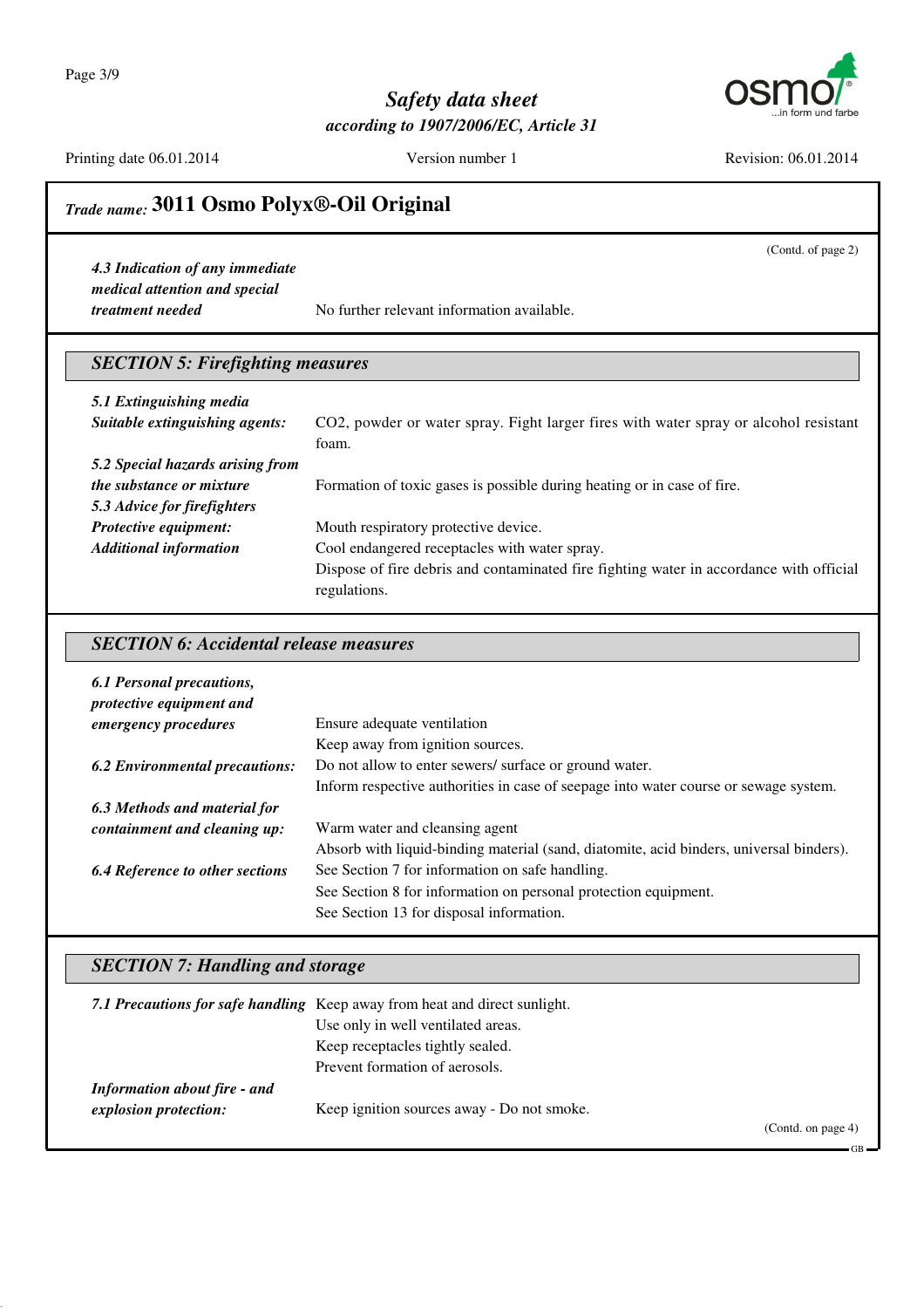## Trade name: 3011 Osmo Polyx®-Oil Original

(Contd. of page 2)

***4.3 Indication of any immediate medical attention and special treatment needed*** No further relevant information available.

### SECTION 5: Firefighting measures

***5.1 Extinguishing media***

***Suitable extinguishing agents:*** $CO_2$, powder or water spray. Fight larger fires with water spray or alcohol resistant foam.

***5.2 Special hazards arising from the substance or mixture*** Formation of toxic gases is possible during heating or in case of fire.

***5.3 Advice for firefighters***

***Protective equipment:*** Mouth respiratory protective device.

***Additional information*** Cool endangered receptacles with water spray.
Dispose of fire debris and contaminated fire fighting water in accordance with official regulations.

### SECTION 6: Accidental release measures

***6.1 Personal precautions, protective equipment and emergency procedures*** Ensure adequate ventilation
Keep away from ignition sources.

***6.2 Environmental precautions:*** Do not allow to enter sewers/ surface or ground water.
Inform respective authorities in case of seepage into water course or sewage system.

***6.3 Methods and material for containment and cleaning up:*** Warm water and cleansing agent
Absorb with liquid-binding material (sand, diatomite, acid binders, universal binders).

***6.4 Reference to other sections*** See Section 7 for information on safe handling.
See Section 8 for information on personal protection equipment.
See Section 13 for disposal information.

### SECTION 7: Handling and storage

***7.1 Precautions for safe handling*** Keep away from heat and direct sunlight.
Use only in well ventilated areas.
Keep receptacles tightly sealed.
Prevent formation of aerosols.

***Information about fire - and explosion protection:*** Keep ignition sources away - Do not smoke.

(Contd. on page 4)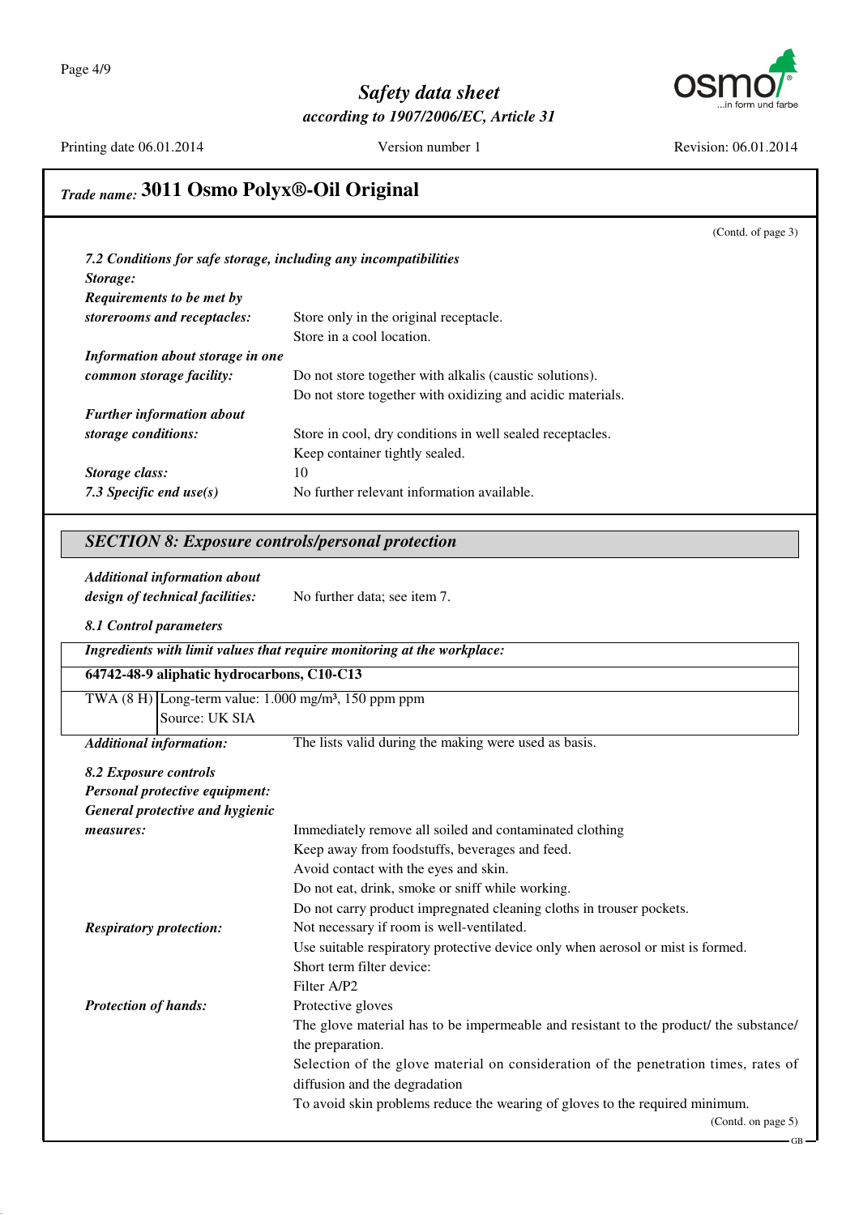## Trade name: 3011 Osmo Polyx®-Oil Original

(Contd. of page 3)

*7.2 Conditions for safe storage, including any incompatibilities*

***Storage:***

***Requirements to be met by storerooms and receptacles:*** Store only in the original receptacle.
Store in a cool location.

***Information about storage in one common storage facility:*** Do not store together with alkalis (caustic solutions).
Do not store together with oxidizing and acidic materials.

***Further information about storage conditions:*** Store in cool, dry conditions in well sealed receptacles.
Keep container tightly sealed.

***Storage class:*** 10

***7.3 Specific end use(s)*** No further relevant information available.

## SECTION 8: Exposure controls/personal protection

***Additional information about design of technical facilities:*** No further data; see item 7.

***8.1 Control parameters***

| | |
|---|---|
| ***Ingredients with limit values that require monitoring at the workplace:*** | |
| **64742-48-9 aliphatic hydrocarbons, C10-C13** | |
| TWA (8 H) | Long-term value: 1.000 mg/m³, 150 ppm ppm<br>Source: UK SIA |

***Additional information:*** The lists valid during the making were used as basis.

***8.2 Exposure controls***

***Personal protective equipment:***

***General protective and hygienic measures:***
- Immediately remove all soiled and contaminated clothing
- Keep away from foodstuffs, beverages and feed.
- Avoid contact with the eyes and skin.
- Do not eat, drink, smoke or sniff while working.
- Do not carry product impregnated cleaning cloths in trouser pockets.

***Respiratory protection:*** Not necessary if room is well-ventilated.
Use suitable respiratory protective device only when aerosol or mist is formed.
Short term filter device:
Filter A/P2

***Protection of hands:*** Protective gloves
The glove material has to be impermeable and resistant to the product/ the substance/ the preparation.
Selection of the glove material on consideration of the penetration times, rates of diffusion and the degradation
To avoid skin problems reduce the wearing of gloves to the required minimum.

(Contd. on page 5)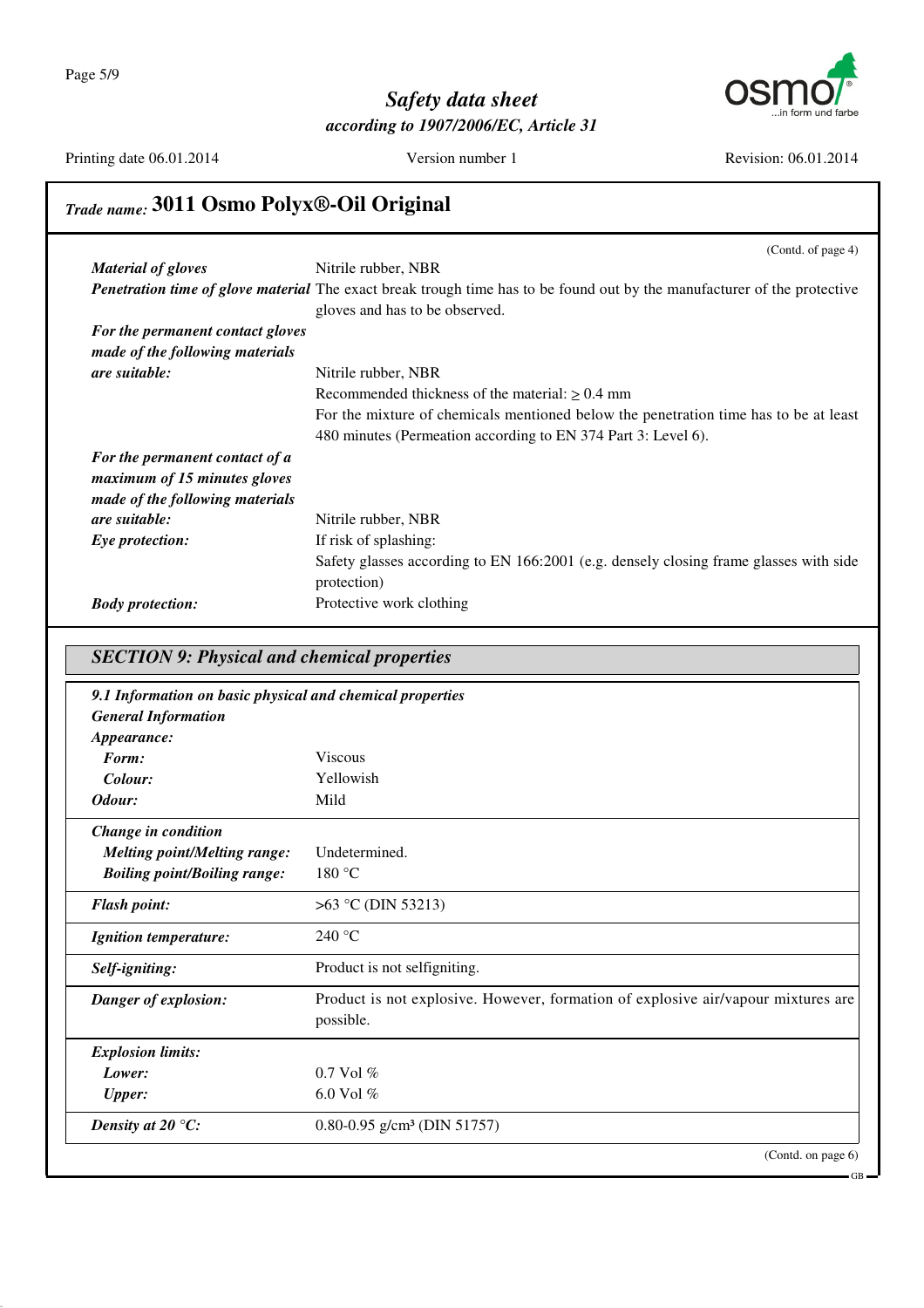## Trade name: 3011 Osmo Polyx®-Oil Original

(Contd. of page 4)

| | |
|---|---|
| ***Material of gloves*** | Nitrile rubber, NBR |
| ***Penetration time of glove material*** | The exact break trough time has to be found out by the manufacturer of the protective gloves and has to be observed. |
| ***For the permanent contact gloves made of the following materials are suitable:*** | Nitrile rubber, NBR<br>Recommended thickness of the material: ≥ 0.4 mm<br>For the mixture of chemicals mentioned below the penetration time has to be at least 480 minutes (Permeation according to EN 374 Part 3: Level 6). |
| ***For the permanent contact of a maximum of 15 minutes gloves made of the following materials are suitable:*** | Nitrile rubber, NBR |
| ***Eye protection:*** | If risk of splashing:<br>Safety glasses according to EN 166:2001 (e.g. densely closing frame glasses with side protection) |
| ***Body protection:*** | Protective work clothing |

### *SECTION 9: Physical and chemical properties*

***9.1 Information on basic physical and chemical properties***

| | |
|---|---|
| ***General Information*** | |
| ***Appearance:*** | |
| ***Form:*** | Viscous |
| ***Colour:*** | Yellowish |
| ***Odour:*** | Mild |
| ***Change in condition*** | |
| ***Melting point/Melting range:*** | Undetermined. |
| ***Boiling point/Boiling range:*** | 180 °C |
| ***Flash point:*** | >63 °C (DIN 53213) |
| ***Ignition temperature:*** | 240 °C |
| ***Self-igniting:*** | Product is not selfigniting. |
| ***Danger of explosion:*** | Product is not explosive. However, formation of explosive air/vapour mixtures are possible. |
| ***Explosion limits:*** | |
| ***Lower:*** | 0.7 Vol % |
| ***Upper:*** | 6.0 Vol % |
| ***Density at 20 °C:*** | 0.80-0.95 g/cm³ (DIN 51757) |

(Contd. on page 6)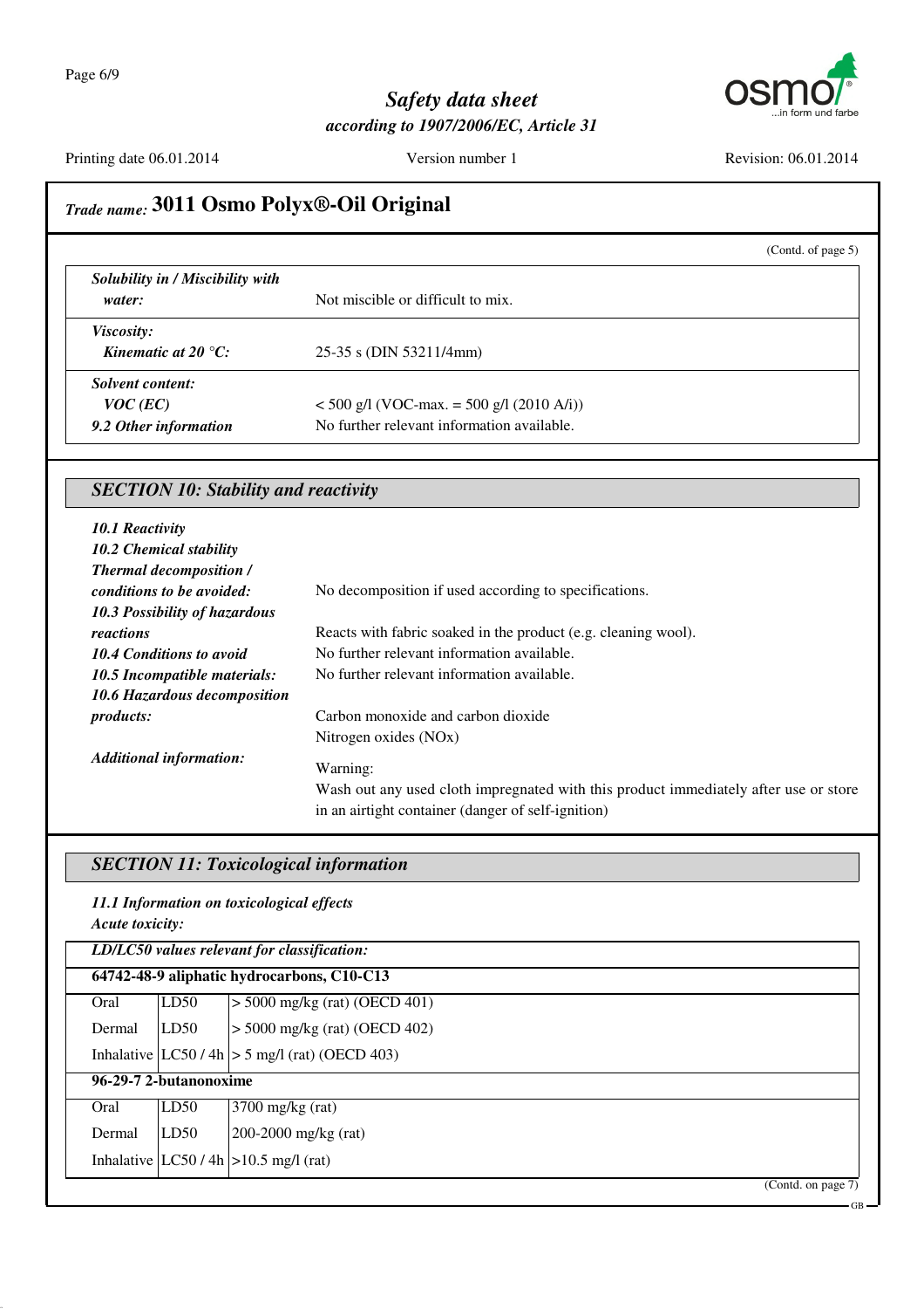## Trade name: 3011 Osmo Polyx®-Oil Original

(Contd. of page 5)

| | |
|---|---|
| ***Solubility in / Miscibility with water:*** | Not miscible or difficult to mix. |
| ***Viscosity:*** ***Kinematic at 20 °C:*** | 25-35 s (DIN 53211/4mm) |
| ***Solvent content:*** ***VOC (EC)*** | < 500 g/l (VOC-max. = 500 g/l (2010 A/i)) |
| ***9.2 Other information*** | No further relevant information available. |

## SECTION 10: Stability and reactivity

***10.1 Reactivity***

***10.2 Chemical stability***

***Thermal decomposition / conditions to be avoided:*** No decomposition if used according to specifications.

***10.3 Possibility of hazardous reactions*** Reacts with fabric soaked in the product (e.g. cleaning wool).

***10.4 Conditions to avoid*** No further relevant information available.

***10.5 Incompatible materials:*** No further relevant information available.

***10.6 Hazardous decomposition products:*** Carbon monoxide and carbon dioxide
Nitrogen oxides (NOx)

***Additional information:***
Warning:
Wash out any used cloth impregnated with this product immediately after use or store in an airtight container (danger of self-ignition)

## SECTION 11: Toxicological information

***11.1 Information on toxicological effects***

***Acute toxicity:***

| ***LD/LC50 values relevant for classification:*** | | |
|---|---|---|
| **64742-48-9 aliphatic hydrocarbons, C10-C13** | | |
| Oral | LD50 | > 5000 mg/kg (rat) (OECD 401) |
| Dermal | LD50 | > 5000 mg/kg (rat) (OECD 402) |
| Inhalative | LC50 / 4h | > 5 mg/l (rat) (OECD 403) |
| **96-29-7 2-butanonoxime** | | |
| Oral | LD50 | 3700 mg/kg (rat) |
| Dermal | LD50 | 200-2000 mg/kg (rat) |
| Inhalative | LC50 / 4h | >10.5 mg/l (rat) |

(Contd. on page 7)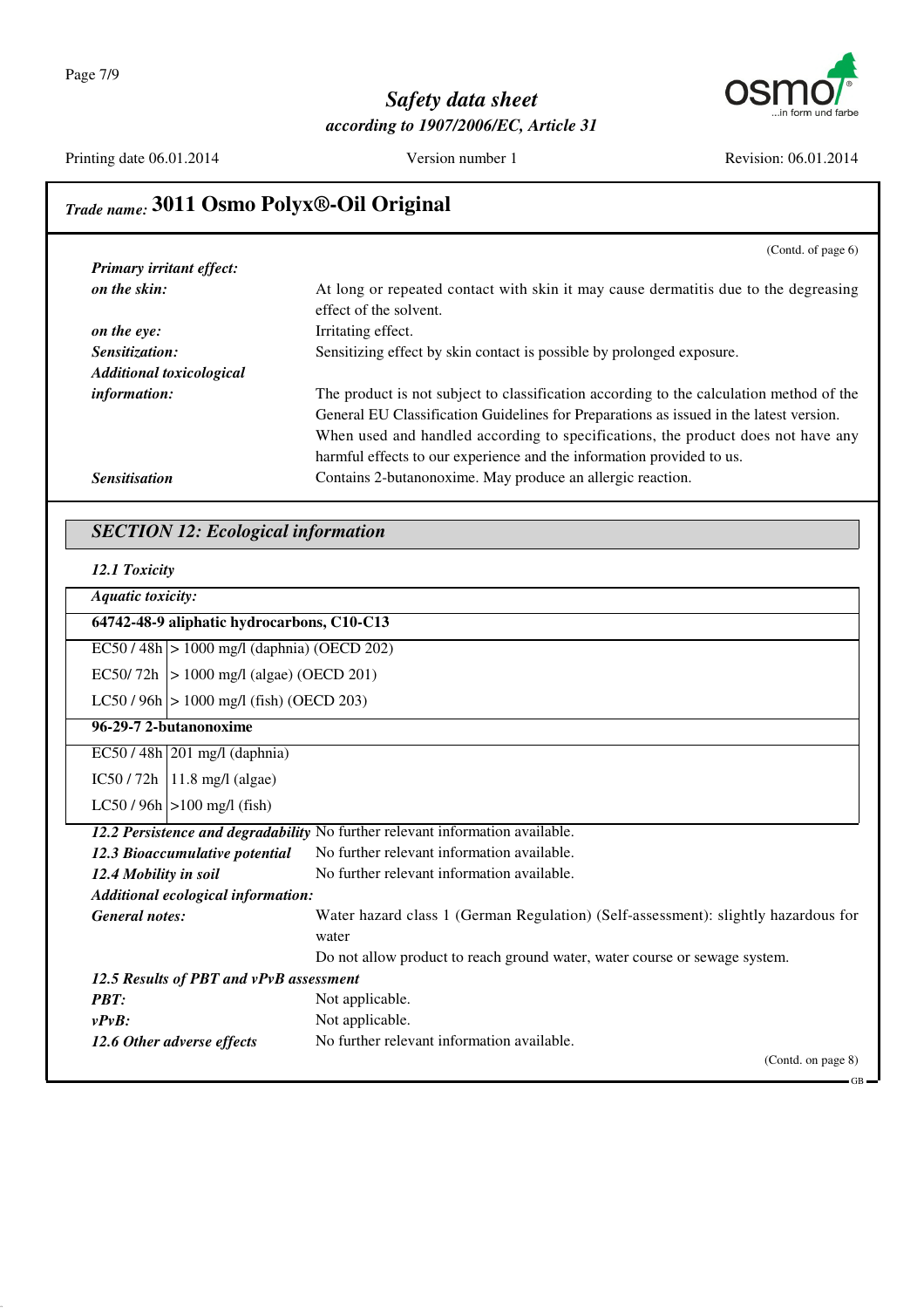## Trade name: 3011 Osmo Polyx®-Oil Original

(Contd. of page 6)

***Primary irritant effect:***

***on the skin:*** At long or repeated contact with skin it may cause dermatitis due to the degreasing effect of the solvent.

***on the eye:*** Irritating effect.

***Sensitization:*** Sensitizing effect by skin contact is possible by prolonged exposure.

***Additional toxicological information:*** The product is not subject to classification according to the calculation method of the General EU Classification Guidelines for Preparations as issued in the latest version. When used and handled according to specifications, the product does not have any harmful effects to our experience and the information provided to us.

***Sensitisation*** Contains 2-butanonoxime. May produce an allergic reaction.

## *SECTION 12: Ecological information*

***12.1 Toxicity***

| | |
|---|---|
| ***Aquatic toxicity:*** | |
| **64742-48-9 aliphatic hydrocarbons, C10-C13** | |
| EC50 / 48h | > 1000 mg/l (daphnia) (OECD 202) |
| EC50/ 72h | > 1000 mg/l (algae) (OECD 201) |
| LC50 / 96h | > 1000 mg/l (fish) (OECD 203) |
| **96-29-7 2-butanonoxime** | |
| EC50 / 48h | 201 mg/l (daphnia) |
| IC50 / 72h | 11.8 mg/l (algae) |
| LC50 / 96h | >100 mg/l (fish) |

***12.2 Persistence and degradability*** No further relevant information available.

***12.3 Bioaccumulative potential*** No further relevant information available.

***12.4 Mobility in soil*** No further relevant information available.

***Additional ecological information:***

***General notes:*** Water hazard class 1 (German Regulation) (Self-assessment): slightly hazardous for water

Do not allow product to reach ground water, water course or sewage system.

***12.5 Results of PBT and vPvB assessment***

***PBT:*** Not applicable.

***vPvB:*** Not applicable.

***12.6 Other adverse effects*** No further relevant information available.

(Contd. on page 8)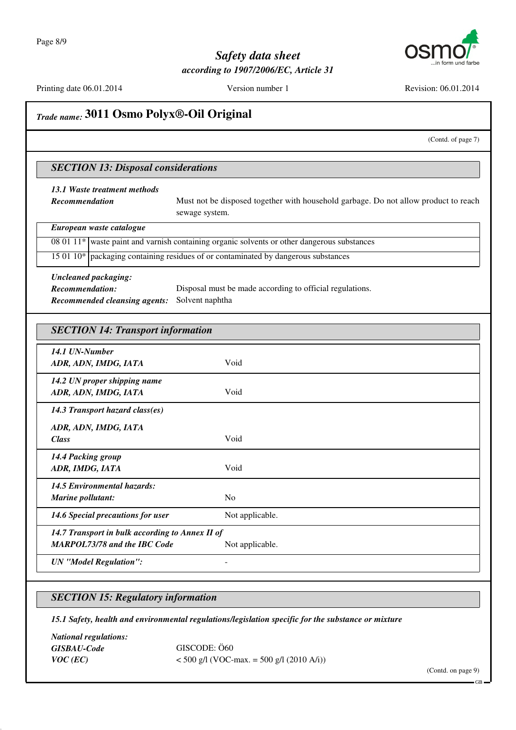## *Trade name:* 3011 Osmo Polyx®-Oil Original

(Contd. of page 7)

### *SECTION 13: Disposal considerations*

***13.1 Waste treatment methods***

***Recommendation*** Must not be disposed together with household garbage. Do not allow product to reach sewage system.

| ***European waste catalogue*** | |
|---|---|
| 08 01 11* | waste paint and varnish containing organic solvents or other dangerous substances |
| 15 01 10* | packaging containing residues of or contaminated by dangerous substances |

***Uncleaned packaging:***

***Recommendation:*** Disposal must be made according to official regulations.

***Recommended cleansing agents:*** Solvent naphtha

### *SECTION 14: Transport information*

| | |
|---|---|
| ***14.1 UN-Number*** <br> ***ADR, ADN, IMDG, IATA*** | Void |
| ***14.2 UN proper shipping name*** <br> ***ADR, ADN, IMDG, IATA*** | Void |
| ***14.3 Transport hazard class(es)*** <br> ***ADR, ADN, IMDG, IATA*** <br> ***Class*** | Void |
| ***14.4 Packing group*** <br> ***ADR, IMDG, IATA*** | Void |
| ***14.5 Environmental hazards:*** <br> ***Marine pollutant:*** | No |
| ***14.6 Special precautions for user*** | Not applicable. |
| ***14.7 Transport in bulk according to Annex II of MARPOL73/78 and the IBC Code*** | Not applicable. |
| ***UN "Model Regulation":*** | - |

### *SECTION 15: Regulatory information*

***15.1 Safety, health and environmental regulations/legislation specific for the substance or mixture***

***National regulations:***

***GISBAU-Code*** GISCODE: Ö60

***VOC (EC)*** < 500 g/l (VOC-max. = 500 g/l (2010 A/i))

(Contd. on page 9)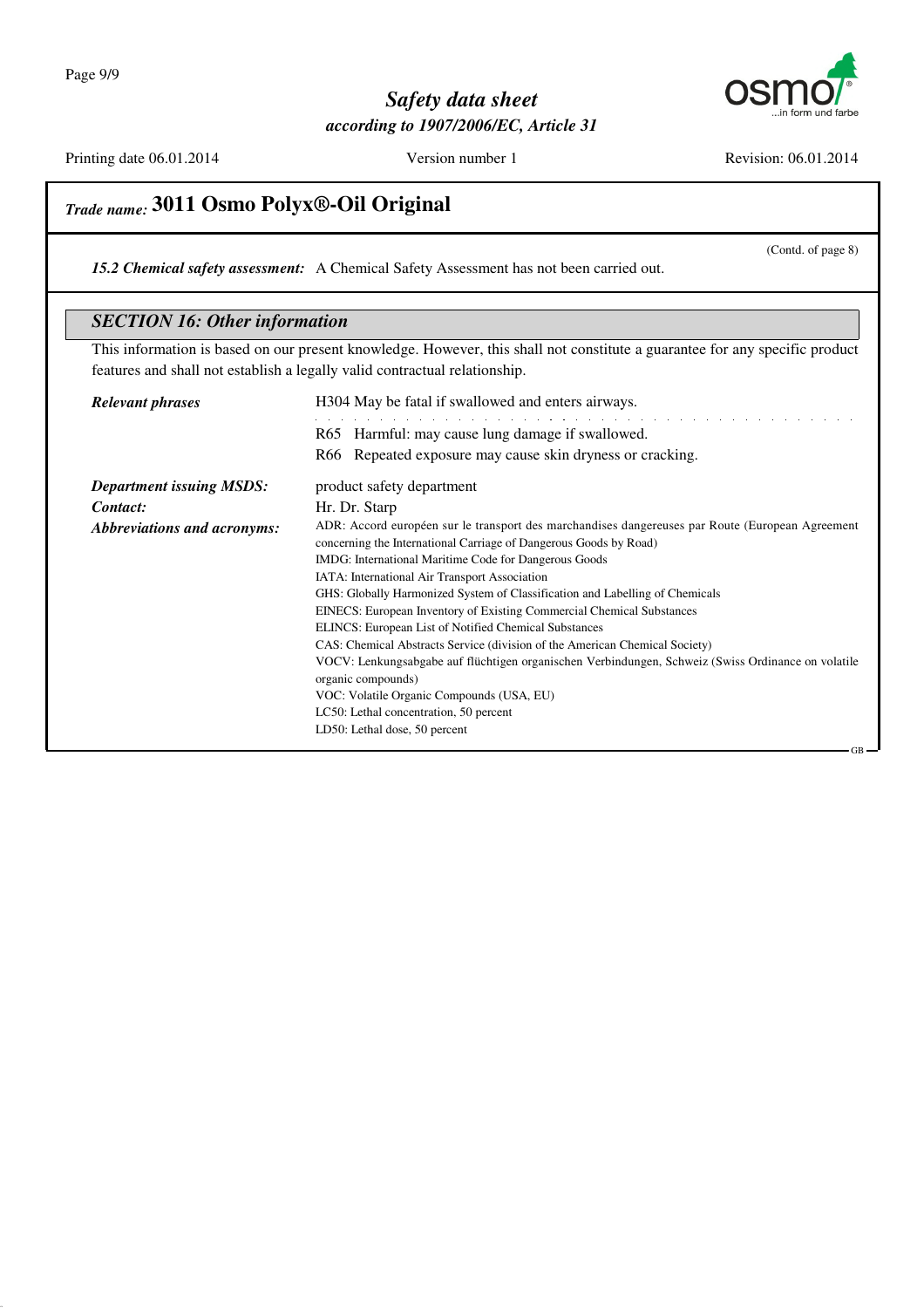## Trade name: 3011 Osmo Polyx®-Oil Original

(Contd. of page 8)

***15.2 Chemical safety assessment:*** A Chemical Safety Assessment has not been carried out.

## SECTION 16: Other information

This information is based on our present knowledge. However, this shall not constitute a guarantee for any specific product features and shall not establish a legally valid contractual relationship.

***Relevant phrases***

H304 May be fatal if swallowed and enters airways.

R65 Harmful: may cause lung damage if swallowed.

R66 Repeated exposure may cause skin dryness or cracking.

***Department issuing MSDS:*** product safety department

***Contact:*** Hr. Dr. Starp

***Abbreviations and acronyms:***

ADR: Accord européen sur le transport des marchandises dangereuses par Route (European Agreement concerning the International Carriage of Dangerous Goods by Road)

IMDG: International Maritime Code for Dangerous Goods

IATA: International Air Transport Association

GHS: Globally Harmonized System of Classification and Labelling of Chemicals

EINECS: European Inventory of Existing Commercial Chemical Substances

ELINCS: European List of Notified Chemical Substances

CAS: Chemical Abstracts Service (division of the American Chemical Society)

VOCV: Lenkungsabgabe auf flüchtigen organischen Verbindungen, Schweiz (Swiss Ordinance on volatile organic compounds)

VOC: Volatile Organic Compounds (USA, EU)

LC50: Lethal concentration, 50 percent

LD50: Lethal dose, 50 percent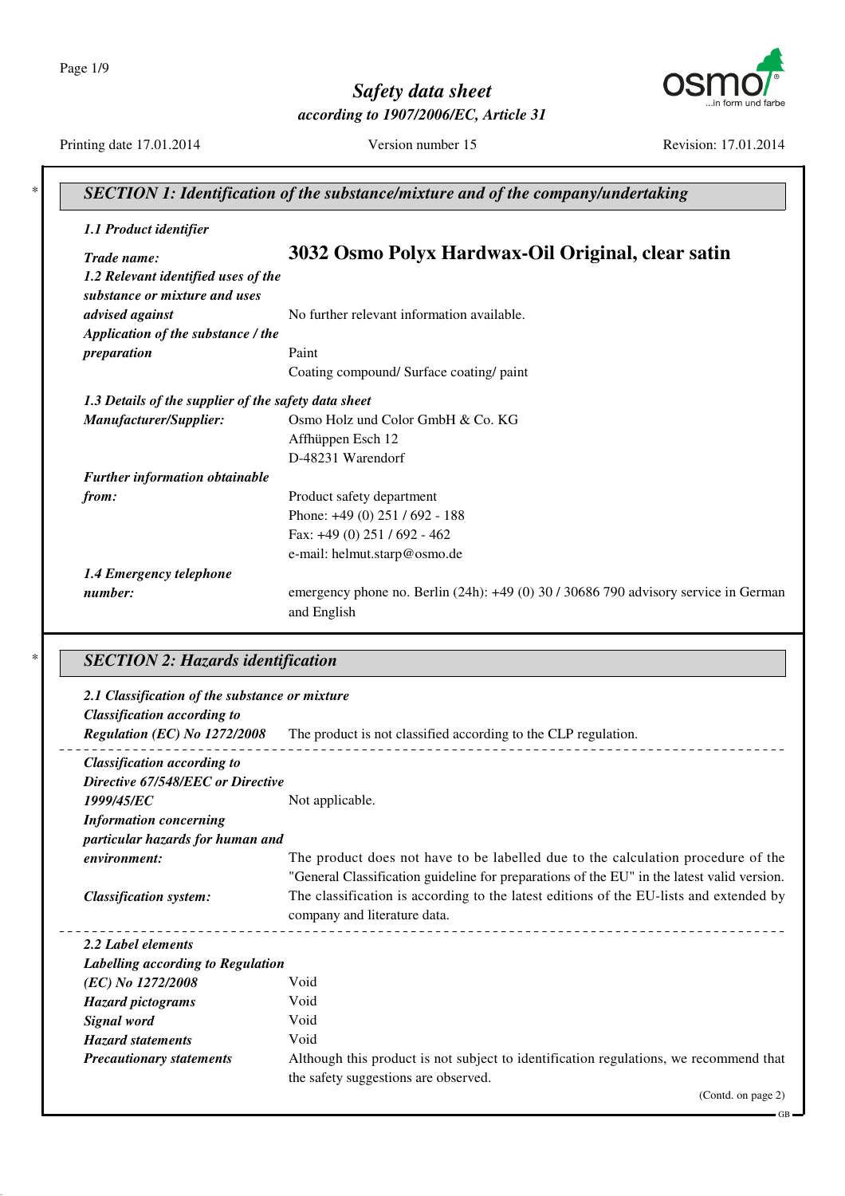# Safety data sheet

*according to 1907/2006/EC, Article 31*

Printing date 17.01.2014 | Version number 15 | Revision: 17.01.2014

## SECTION 1: Identification of the substance/mixture and of the company/undertaking

### 1.1 Product identifier

***Trade name:*** **3032 Osmo Polyx Hardwax-Oil Original, clear satin**

***1.2 Relevant identified uses of the substance or mixture and uses advised against*** No further relevant information available.

***Application of the substance / the preparation*** Paint

Coating compound/ Surface coating/ paint

***1.3 Details of the supplier of the safety data sheet***

***Manufacturer/Supplier:***
Osmo Holz und Color GmbH & Co. KG
Affhüppen Esch 12
D-48231 Warendorf

***Further information obtainable from:***
Product safety department
Phone: +49 (0) 251 / 692 - 188
Fax: +49 (0) 251 / 692 - 462
e-mail: helmut.starp@osmo.de

***1.4 Emergency telephone number:*** emergency phone no. Berlin (24h): +49 (0) 30 / 30686 790 advisory service in German and English

## SECTION 2: Hazards identification

***2.1 Classification of the substance or mixture***

***Classification according to Regulation (EC) No 1272/2008*** The product is not classified according to the CLP regulation.

***Classification according to Directive 67/548/EEC or Directive 1999/45/EC*** Not applicable.

***Information concerning particular hazards for human and environment:*** The product does not have to be labelled due to the calculation procedure of the "General Classification guideline for preparations of the EU" in the latest valid version.

***Classification system:*** The classification is according to the latest editions of the EU-lists and extended by company and literature data.

***2.2 Label elements***

***Labelling according to Regulation (EC) No 1272/2008*** Void

***Hazard pictograms*** Void

***Signal word*** Void

***Hazard statements*** Void

***Precautionary statements*** Although this product is not subject to identification regulations, we recommend that the safety suggestions are observed.

(Contd. on page 2)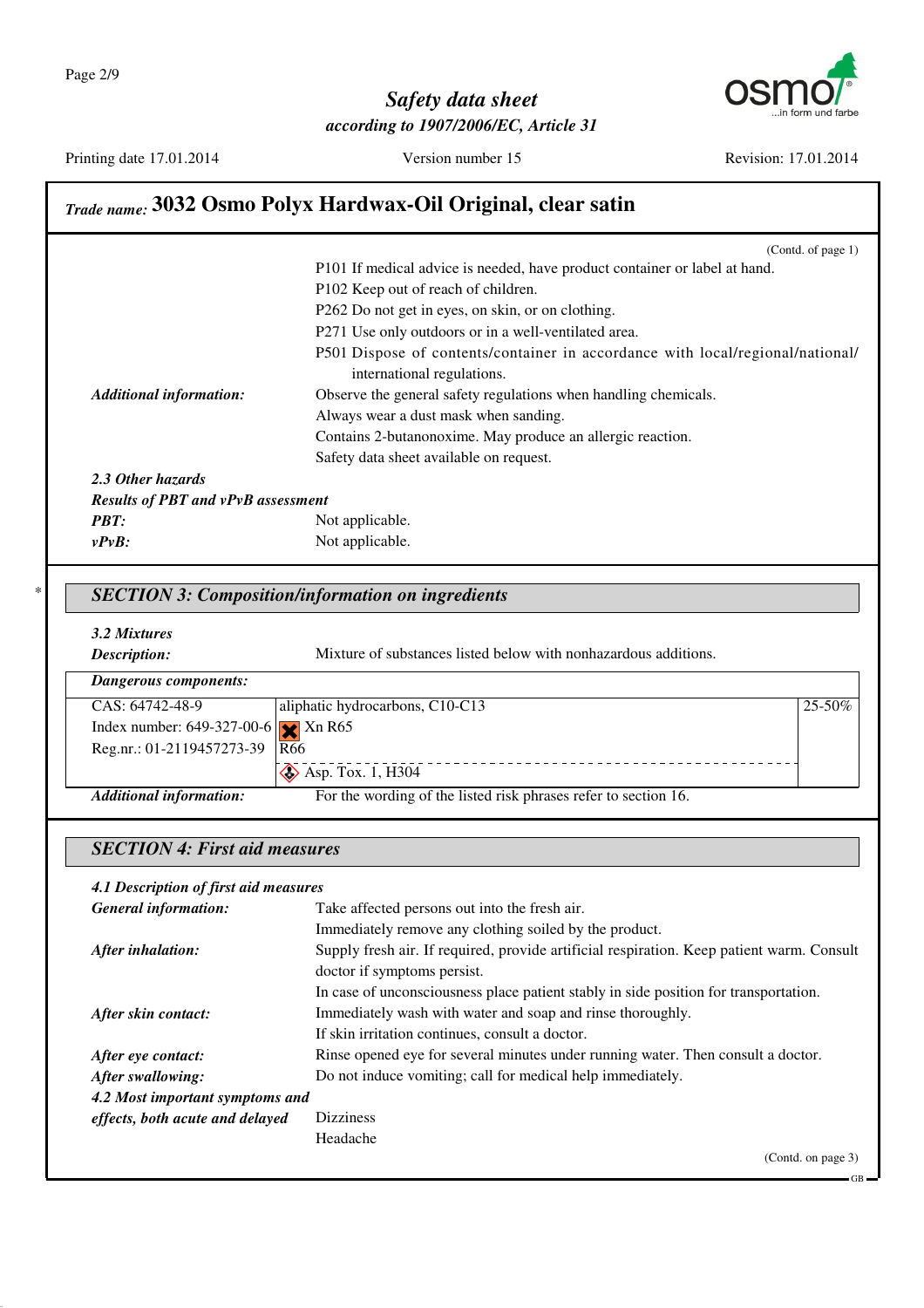# Safety data sheet

*according to 1907/2006/EC, Article 31*

Printing date 17.01.2014 Version number 15 Revision: 17.01.2014

## *Trade name:* 3032 Osmo Polyx Hardwax-Oil Original, clear satin

(Contd. of page 1)

P101 If medical advice is needed, have product container or label at hand.
P102 Keep out of reach of children.
P262 Do not get in eyes, on skin, or on clothing.
P271 Use only outdoors or in a well-ventilated area.
P501 Dispose of contents/container in accordance with local/regional/national/international regulations.

***Additional information:*** Observe the general safety regulations when handling chemicals.
Always wear a dust mask when sanding.
Contains 2-butanonoxime. May produce an allergic reaction.
Safety data sheet available on request.

***2.3 Other hazards***

***Results of PBT and vPvB assessment***

***PBT:*** Not applicable.

***vPvB:*** Not applicable.

## *SECTION 3: Composition/information on ingredients*

***3.2 Mixtures***

***Description:*** Mixture of substances listed below with nonhazardous additions.

***Dangerous components:***

| | | |
|---|---|---|
| CAS: 64742-48-9<br>Index number: 649-327-00-6<br>Reg.nr.: 01-2119457273-39 | aliphatic hydrocarbons, C10-C13<br>Xn R65<br>R66<br>Asp. Tox. 1, H304 | 25-50% |

***Additional information:*** For the wording of the listed risk phrases refer to section 16.

## *SECTION 4: First aid measures*

***4.1 Description of first aid measures***

***General information:*** Take affected persons out into the fresh air.
Immediately remove any clothing soiled by the product.

***After inhalation:*** Supply fresh air. If required, provide artificial respiration. Keep patient warm. Consult doctor if symptoms persist.
In case of unconsciousness place patient stably in side position for transportation.

***After skin contact:*** Immediately wash with water and soap and rinse thoroughly.
If skin irritation continues, consult a doctor.

***After eye contact:*** Rinse opened eye for several minutes under running water. Then consult a doctor.

***After swallowing:*** Do not induce vomiting; call for medical help immediately.

***4.2 Most important symptoms and effects, both acute and delayed*** Dizziness
Headache

(Contd. on page 3)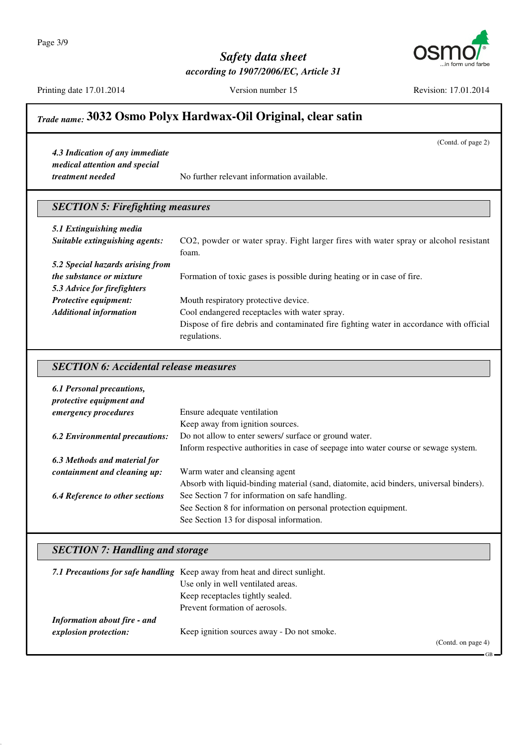## Trade name: 3032 Osmo Polyx Hardwax-Oil Original, clear satin

(Contd. of page 2)

***4.3 Indication of any immediate medical attention and special treatment needed*** No further relevant information available.

### SECTION 5: Firefighting measures

***5.1 Extinguishing media***

***Suitable extinguishing agents:*** $CO_2$, powder or water spray. Fight larger fires with water spray or alcohol resistant foam.

***5.2 Special hazards arising from the substance or mixture*** Formation of toxic gases is possible during heating or in case of fire.

***5.3 Advice for firefighters***

***Protective equipment:*** Mouth respiratory protective device.

***Additional information*** Cool endangered receptacles with water spray.
Dispose of fire debris and contaminated fire fighting water in accordance with official regulations.

### SECTION 6: Accidental release measures

***6.1 Personal precautions, protective equipment and emergency procedures*** Ensure adequate ventilation
Keep away from ignition sources.

***6.2 Environmental precautions:*** Do not allow to enter sewers/ surface or ground water.
Inform respective authorities in case of seepage into water course or sewage system.

***6.3 Methods and material for containment and cleaning up:*** Warm water and cleansing agent
Absorb with liquid-binding material (sand, diatomite, acid binders, universal binders).

***6.4 Reference to other sections*** See Section 7 for information on safe handling.
See Section 8 for information on personal protection equipment.
See Section 13 for disposal information.

### SECTION 7: Handling and storage

***7.1 Precautions for safe handling*** Keep away from heat and direct sunlight.
Use only in well ventilated areas.
Keep receptacles tightly sealed.
Prevent formation of aerosols.

***Information about fire - and explosion protection:*** Keep ignition sources away - Do not smoke.

(Contd. on page 4)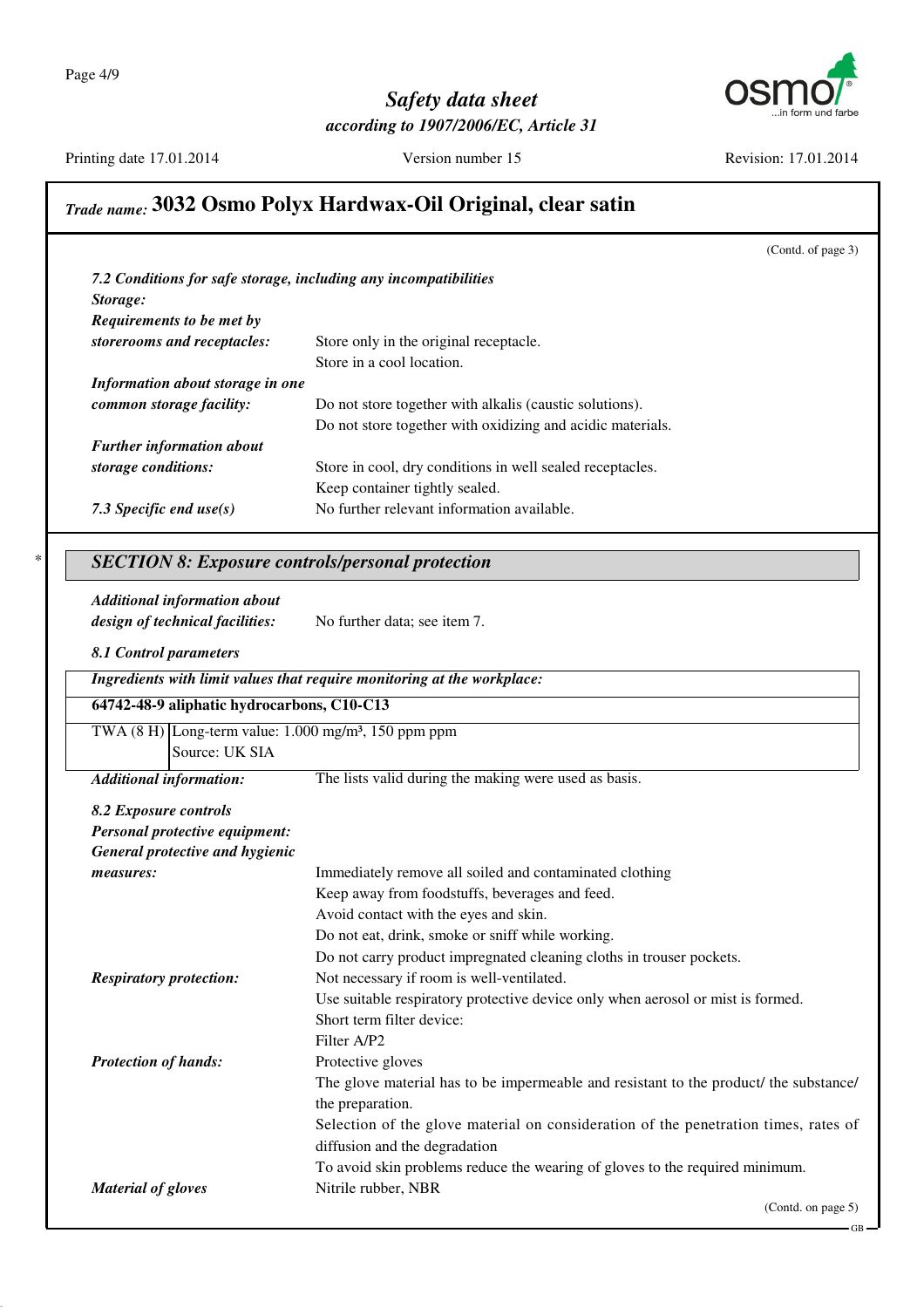## Trade name: 3032 Osmo Polyx Hardwax-Oil Original, clear satin

(Contd. of page 3)

*7.2 Conditions for safe storage, including any incompatibilities*

***Storage:***

***Requirements to be met by storerooms and receptacles:*** Store only in the original receptacle.
Store in a cool location.

***Information about storage in one common storage facility:*** Do not store together with alkalis (caustic solutions).
Do not store together with oxidizing and acidic materials.

***Further information about storage conditions:*** Store in cool, dry conditions in well sealed receptacles.
Keep container tightly sealed.

***7.3 Specific end use(s)*** No further relevant information available.

\*

## SECTION 8: Exposure controls/personal protection

***Additional information about design of technical facilities:*** No further data; see item 7.

***8.1 Control parameters***

| | |
|---|---|
| ***Ingredients with limit values that require monitoring at the workplace:*** | |
| **64742-48-9 aliphatic hydrocarbons, C10-C13** | |
| TWA (8 H) | Long-term value: 1.000 mg/m³, 150 ppm ppm<br>Source: UK SIA |

***Additional information:*** The lists valid during the making were used as basis.

***8.2 Exposure controls***

***Personal protective equipment:***

***General protective and hygienic measures:*** Immediately remove all soiled and contaminated clothing
Keep away from foodstuffs, beverages and feed.
Avoid contact with the eyes and skin.
Do not eat, drink, smoke or sniff while working.
Do not carry product impregnated cleaning cloths in trouser pockets.

***Respiratory protection:*** Not necessary if room is well-ventilated.
Use suitable respiratory protective device only when aerosol or mist is formed.
Short term filter device:
Filter A/P2

***Protection of hands:*** Protective gloves
The glove material has to be impermeable and resistant to the product/ the substance/ the preparation.
Selection of the glove material on consideration of the penetration times, rates of diffusion and the degradation
To avoid skin problems reduce the wearing of gloves to the required minimum.

***Material of gloves*** Nitrile rubber, NBR

(Contd. on page 5)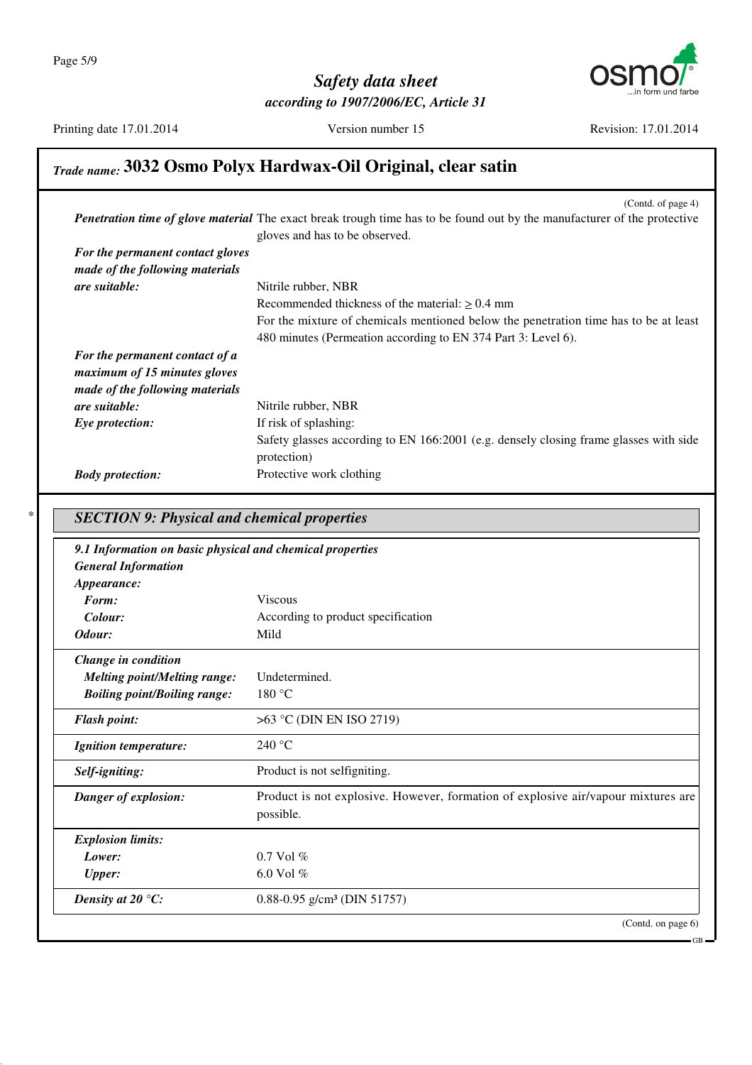*Trade name:* **3032 Osmo Polyx Hardwax-Oil Original, clear satin**

(Contd. of page 4)

| | |
|---|---|
| ***Penetration time of glove material*** | The exact break trough time has to be found out by the manufacturer of the protective gloves and has to be observed. |
| ***For the permanent contact gloves made of the following materials are suitable:*** | Nitrile rubber, NBR<br>Recommended thickness of the material: ≥ 0.4 mm<br>For the mixture of chemicals mentioned below the penetration time has to be at least 480 minutes (Permeation according to EN 374 Part 3: Level 6). |
| ***For the permanent contact of a maximum of 15 minutes gloves made of the following materials are suitable:*** | Nitrile rubber, NBR |
| ***Eye protection:*** | If risk of splashing:<br>Safety glasses according to EN 166:2001 (e.g. densely closing frame glasses with side protection) |
| ***Body protection:*** | Protective work clothing |

\* 

## *SECTION 9: Physical and chemical properties*

***9.1 Information on basic physical and chemical properties***

***General Information***

| | |
|---|---|
| ***Appearance:*** | |
| ***Form:*** | Viscous |
| ***Colour:*** | According to product specification |
| ***Odour:*** | Mild |
| ***Change in condition*** | |
| ***Melting point/Melting range:*** | Undetermined. |
| ***Boiling point/Boiling range:*** | 180 °C |
| ***Flash point:*** | >63 °C (DIN EN ISO 2719) |
| ***Ignition temperature:*** | 240 °C |
| ***Self-igniting:*** | Product is not selfigniting. |
| ***Danger of explosion:*** | Product is not explosive. However, formation of explosive air/vapour mixtures are possible. |
| ***Explosion limits:*** | |
| ***Lower:*** | 0.7 Vol % |
| ***Upper:*** | 6.0 Vol % |
| ***Density at 20 °C:*** | 0.88-0.95 g/cm³ (DIN 51757) |

(Contd. on page 6)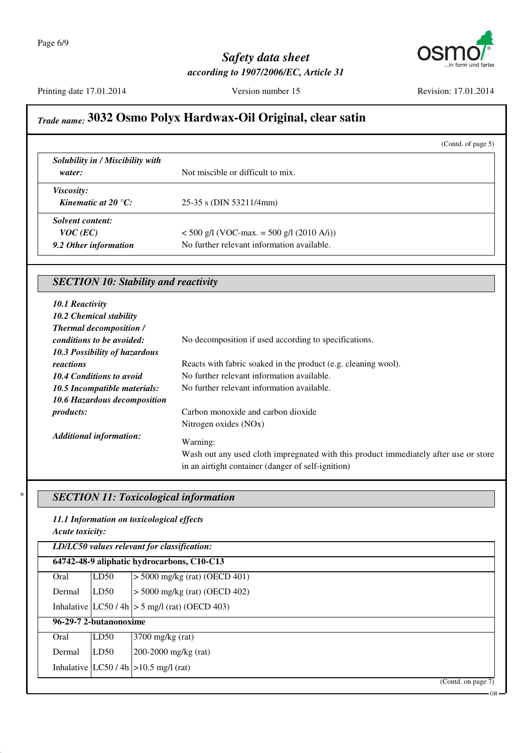## Trade name: 3032 Osmo Polyx Hardwax-Oil Original, clear satin

(Contd. of page 5)

| | |
|---|---|
| ***Solubility in / Miscibility with water:*** | Not miscible or difficult to mix. |
| ***Viscosity:*** ***Kinematic at 20 °C:*** | 25-35 s (DIN 53211/4mm) |
| ***Solvent content:*** ***VOC (EC)*** | < 500 g/l (VOC-max. = 500 g/l (2010 A/i)) |
| ***9.2 Other information*** | No further relevant information available. |

### SECTION 10: Stability and reactivity

***10.1 Reactivity***

***10.2 Chemical stability***

***Thermal decomposition / conditions to be avoided:*** No decomposition if used according to specifications.

***10.3 Possibility of hazardous reactions*** Reacts with fabric soaked in the product (e.g. cleaning wool).

***10.4 Conditions to avoid*** No further relevant information available.

***10.5 Incompatible materials:*** No further relevant information available.

***10.6 Hazardous decomposition products:*** Carbon monoxide and carbon dioxide
Nitrogen oxides (NOx)

***Additional information:*** Warning:
Wash out any used cloth impregnated with this product immediately after use or store in an airtight container (danger of self-ignition)

\* 

### SECTION 11: Toxicological information

***11.1 Information on toxicological effects***

***Acute toxicity:***

| ***LD/LC50 values relevant for classification:*** | | |
|---|---|---|
| **64742-48-9 aliphatic hydrocarbons, C10-C13** | | |
| Oral | LD50 | > 5000 mg/kg (rat) (OECD 401) |
| Dermal | LD50 | > 5000 mg/kg (rat) (OECD 402) |
| Inhalative | LC50 / 4h | > 5 mg/l (rat) (OECD 403) |
| **96-29-7 2-butanonoxime** | | |
| Oral | LD50 | 3700 mg/kg (rat) |
| Dermal | LD50 | 200-2000 mg/kg (rat) |
| Inhalative | LC50 / 4h | >10.5 mg/l (rat) |

(Contd. on page 7)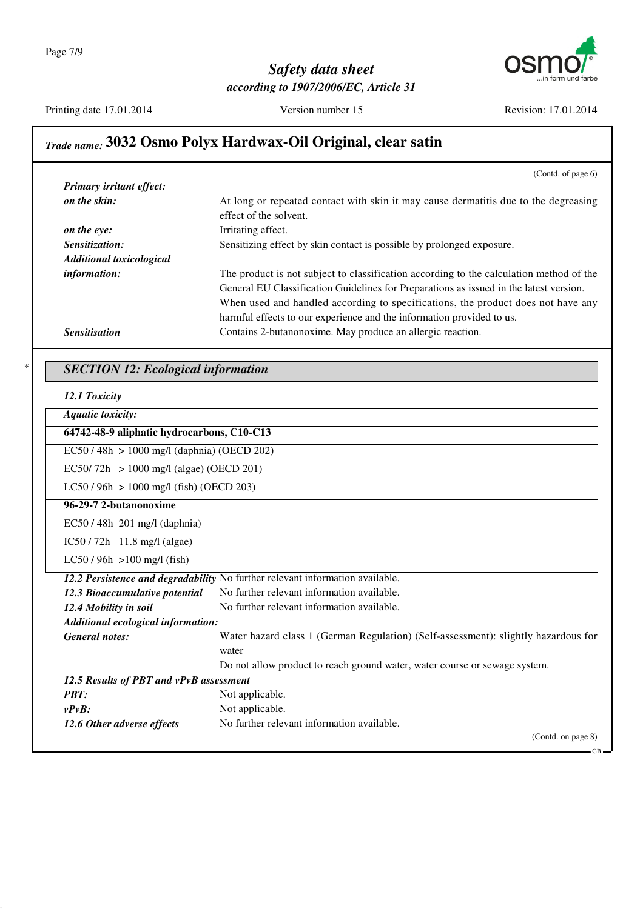## Trade name: 3032 Osmo Polyx Hardwax-Oil Original, clear satin

(Contd. of page 6)

***Primary irritant effect:***

***on the skin:*** At long or repeated contact with skin it may cause dermatitis due to the degreasing effect of the solvent.

***on the eye:*** Irritating effect.

***Sensitization:*** Sensitizing effect by skin contact is possible by prolonged exposure.

***Additional toxicological information:*** The product is not subject to classification according to the calculation method of the General EU Classification Guidelines for Preparations as issued in the latest version. When used and handled according to specifications, the product does not have any harmful effects to our experience and the information provided to us.

***Sensitisation*** Contains 2-butanonoxime. May produce an allergic reaction.

\* 

### SECTION 12: Ecological information

***12.1 Toxicity***

| | |
|---|---|
| ***Aquatic toxicity:*** | |
| **64742-48-9 aliphatic hydrocarbons, C10-C13** | |
| EC50 / 48h | > 1000 mg/l (daphnia) (OECD 202) |
| EC50/ 72h | > 1000 mg/l (algae) (OECD 201) |
| LC50 / 96h | > 1000 mg/l (fish) (OECD 203) |
| **96-29-7 2-butanonoxime** | |
| EC50 / 48h | 201 mg/l (daphnia) |
| IC50 / 72h | 11.8 mg/l (algae) |
| LC50 / 96h | >100 mg/l (fish) |

***12.2 Persistence and degradability*** No further relevant information available.

***12.3 Bioaccumulative potential*** No further relevant information available.

***12.4 Mobility in soil*** No further relevant information available.

***Additional ecological information:***

***General notes:*** Water hazard class 1 (German Regulation) (Self-assessment): slightly hazardous for water

Do not allow product to reach ground water, water course or sewage system.

***12.5 Results of PBT and vPvB assessment***

***PBT:*** Not applicable.

***vPvB:*** Not applicable.

***12.6 Other adverse effects*** No further relevant information available.

(Contd. on page 8)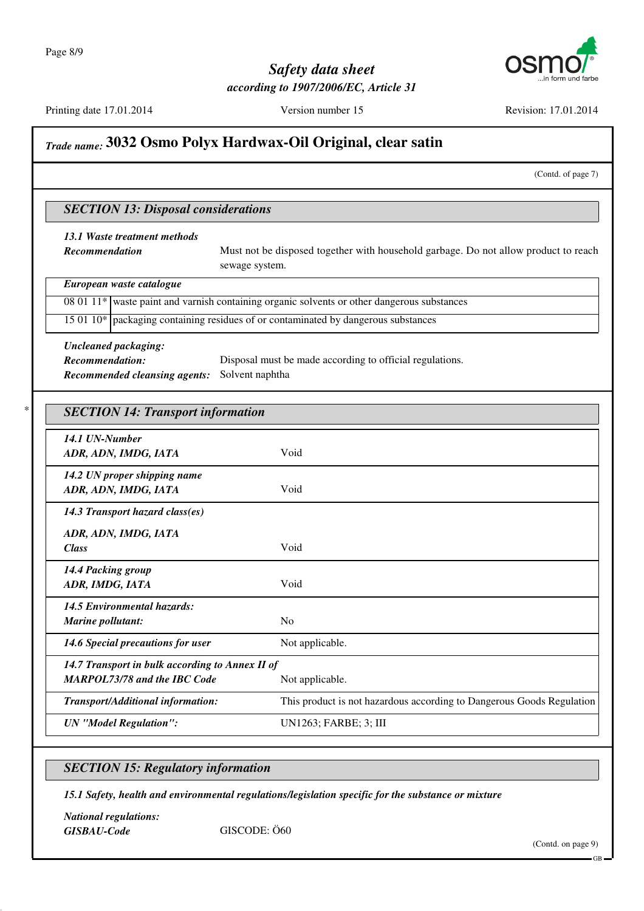## Trade name: 3032 Osmo Polyx Hardwax-Oil Original, clear satin

(Contd. of page 7)

### SECTION 13: Disposal considerations

**13.1 Waste treatment methods**

**Recommendation** Must not be disposed together with household garbage. Do not allow product to reach sewage system.

| European waste catalogue | |
|---|---|
| 08 01 11* | waste paint and varnish containing organic solvents or other dangerous substances |
| 15 01 10* | packaging containing residues of or contaminated by dangerous substances |

**Uncleaned packaging:**

**Recommendation:** Disposal must be made according to official regulations.

**Recommended cleansing agents:** Solvent naphtha

### * SECTION 14: Transport information

| | |
|---|---|
| **14.1 UN-Number** ADR, ADN, IMDG, IATA | Void |
| **14.2 UN proper shipping name** ADR, ADN, IMDG, IATA | Void |
| **14.3 Transport hazard class(es)** ADR, ADN, IMDG, IATA Class | Void |
| **14.4 Packing group** ADR, IMDG, IATA | Void |
| **14.5 Environmental hazards:** Marine pollutant: | No |
| **14.6 Special precautions for user** | Not applicable. |
| **14.7 Transport in bulk according to Annex II of MARPOL73/78 and the IBC Code** | Not applicable. |
| **Transport/Additional information:** | This product is not hazardous according to Dangerous Goods Regulation |
| **UN "Model Regulation":** | UN1263; FARBE; 3; III |

### SECTION 15: Regulatory information

**15.1 Safety, health and environmental regulations/legislation specific for the substance or mixture**

**National regulations:**

**GISBAU-Code** GISCODE: Ö60

(Contd. on page 9)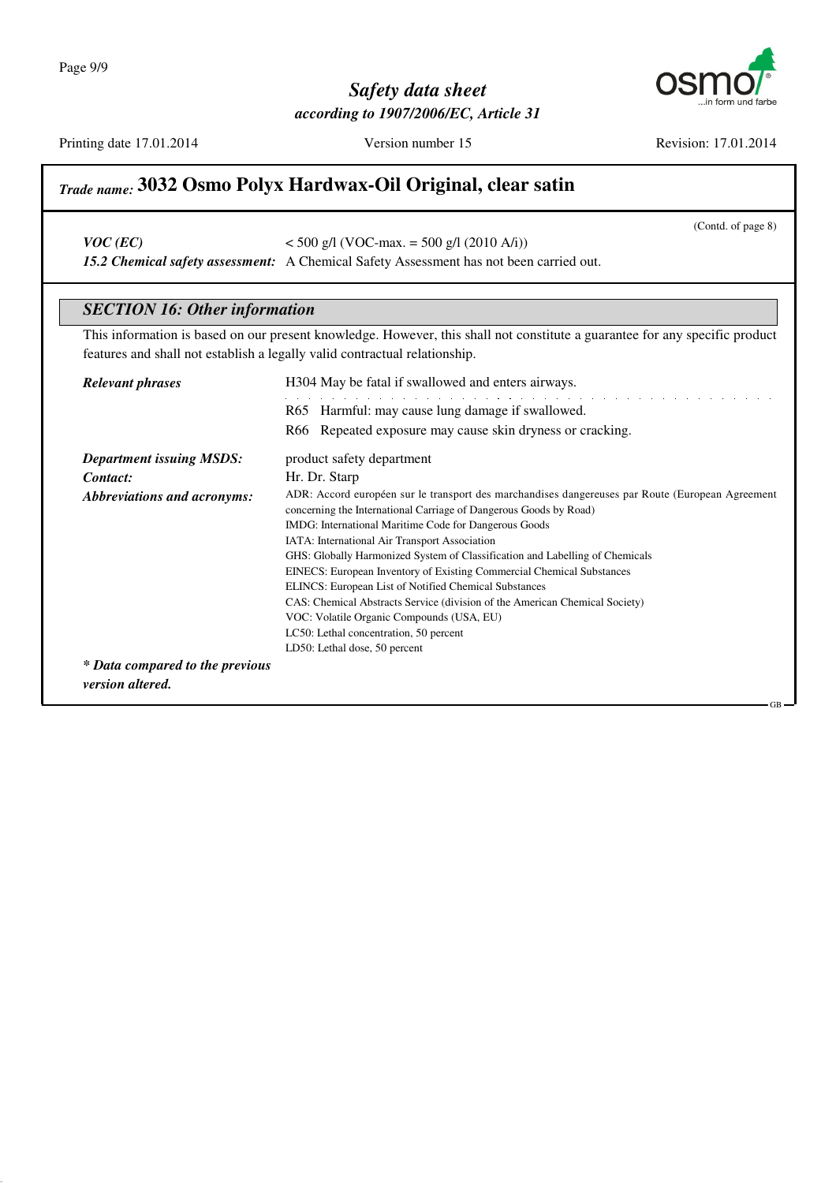## Trade name: 3032 Osmo Polyx Hardwax-Oil Original, clear satin

(Contd. of page 8)

| | |
|---|---|
| *VOC (EC)* | < 500 g/l (VOC-max. = 500 g/l (2010 A/i)) |
| ***15.2 Chemical safety assessment:*** | A Chemical Safety Assessment has not been carried out. |

### SECTION 16: Other information

This information is based on our present knowledge. However, this shall not constitute a guarantee for any specific product features and shall not establish a legally valid contractual relationship.

***Relevant phrases***

H304 May be fatal if swallowed and enters airways.

R65 Harmful: may cause lung damage if swallowed.

R66 Repeated exposure may cause skin dryness or cracking.

***Department issuing MSDS:*** product safety department

***Contact:*** Hr. Dr. Starp

***Abbreviations and acronyms:***

ADR: Accord européen sur le transport des marchandises dangereuses par Route (European Agreement concerning the International Carriage of Dangerous Goods by Road)
IMDG: International Maritime Code for Dangerous Goods
IATA: International Air Transport Association
GHS: Globally Harmonized System of Classification and Labelling of Chemicals
EINECS: European Inventory of Existing Commercial Chemical Substances
ELINCS: European List of Notified Chemical Substances
CAS: Chemical Abstracts Service (division of the American Chemical Society)
VOC: Volatile Organic Compounds (USA, EU)
LC50: Lethal concentration, 50 percent
LD50: Lethal dose, 50 percent

***\* Data compared to the previous version altered.***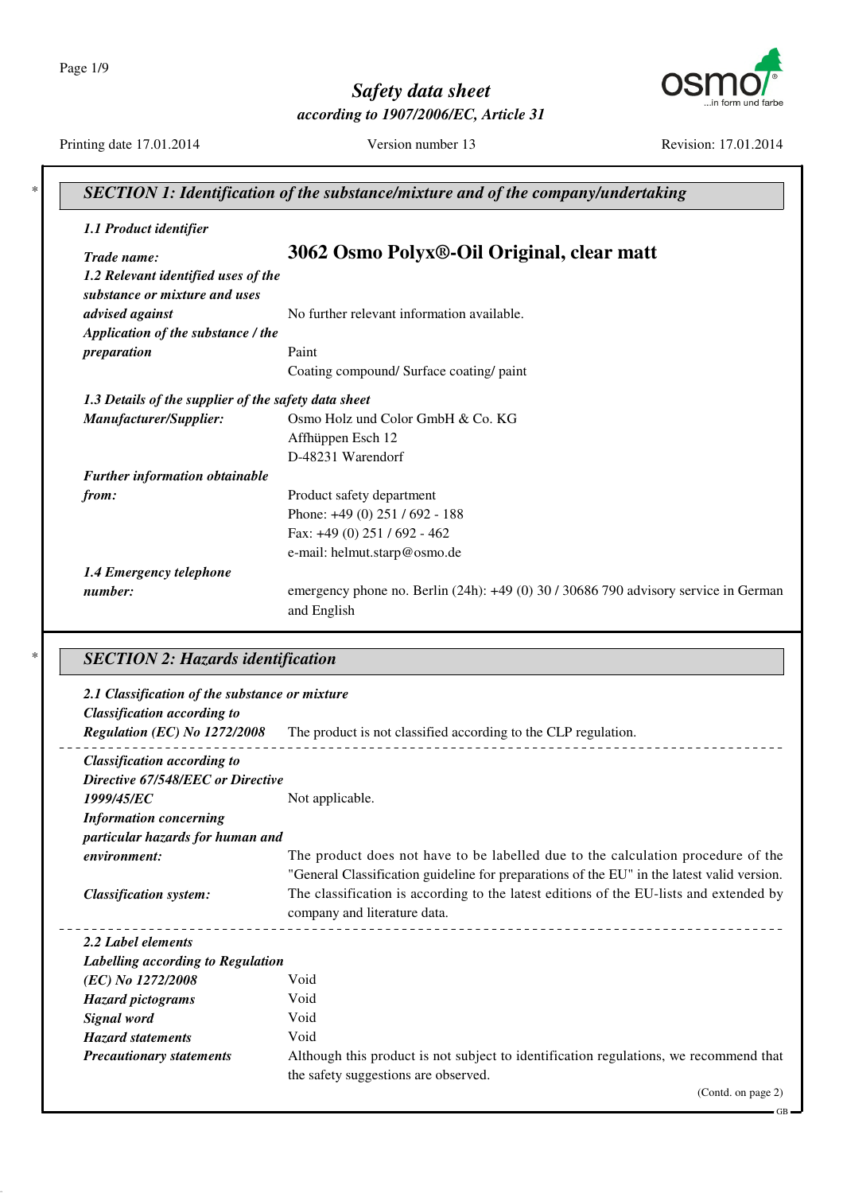# Safety data sheet

*according to 1907/2006/EC, Article 31*

Printing date 17.01.2014 | Version number 13 | Revision: 17.01.2014

## * SECTION 1: Identification of the substance/mixture and of the company/undertaking

***1.1 Product identifier***

***Trade name:*** **3062 Osmo Polyx®-Oil Original, clear matt**

***1.2 Relevant identified uses of the substance or mixture and uses advised against*** No further relevant information available.

***Application of the substance / the preparation*** Paint
Coating compound/ Surface coating/ paint

***1.3 Details of the supplier of the safety data sheet***

***Manufacturer/Supplier:***
Osmo Holz und Color GmbH & Co. KG
Affhüppen Esch 12
D-48231 Warendorf

***Further information obtainable from:***
Product safety department
Phone: +49 (0) 251 / 692 - 188
Fax: +49 (0) 251 / 692 - 462
e-mail: helmut.starp@osmo.de

***1.4 Emergency telephone number:*** emergency phone no. Berlin (24h): +49 (0) 30 / 30686 790 advisory service in German and English

## * SECTION 2: Hazards identification

***2.1 Classification of the substance or mixture***

***Classification according to Regulation (EC) No 1272/2008*** The product is not classified according to the CLP regulation.

---

***Classification according to Directive 67/548/EEC or Directive 1999/45/EC*** Not applicable.

***Information concerning particular hazards for human and environment:*** The product does not have to be labelled due to the calculation procedure of the "General Classification guideline for preparations of the EU" in the latest valid version.

***Classification system:*** The classification is according to the latest editions of the EU-lists and extended by company and literature data.

---

***2.2 Label elements***

***Labelling according to Regulation (EC) No 1272/2008*** Void

***Hazard pictograms*** Void

***Signal word*** Void

***Hazard statements*** Void

***Precautionary statements*** Although this product is not subject to identification regulations, we recommend that the safety suggestions are observed.

(Contd. on page 2)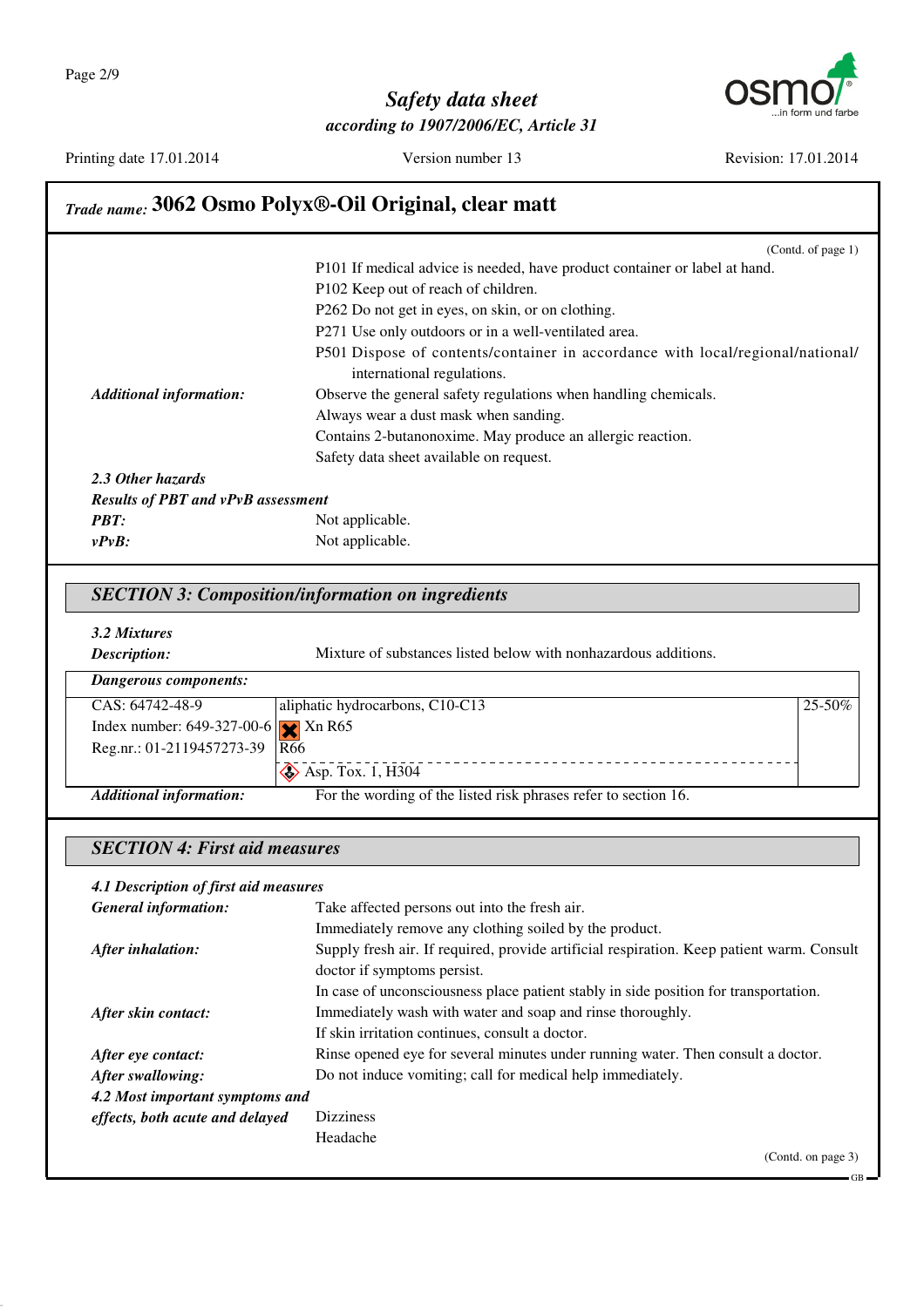## Trade name: 3062 Osmo Polyx®-Oil Original, clear matt

(Contd. of page 1)

P101 If medical advice is needed, have product container or label at hand.
P102 Keep out of reach of children.
P262 Do not get in eyes, on skin, or on clothing.
P271 Use only outdoors or in a well-ventilated area.
P501 Dispose of contents/container in accordance with local/regional/national/international regulations.

***Additional information:*** Observe the general safety regulations when handling chemicals.
Always wear a dust mask when sanding.
Contains 2-butanonoxime. May produce an allergic reaction.
Safety data sheet available on request.

***2.3 Other hazards***

***Results of PBT and vPvB assessment***

***PBT:*** Not applicable.

***vPvB:*** Not applicable.

### *SECTION 3: Composition/information on ingredients*

***3.2 Mixtures***

***Description:*** Mixture of substances listed below with nonhazardous additions.

***Dangerous components:***

| | | |
|---|---|---|
| CAS: 64742-48-9<br>Index number: 649-327-00-6<br>Reg.nr.: 01-2119457273-39 | aliphatic hydrocarbons, C10-C13<br>Xn R65<br>R66<br>Asp. Tox. 1, H304 | 25-50% |

***Additional information:*** For the wording of the listed risk phrases refer to section 16.

### *SECTION 4: First aid measures*

***4.1 Description of first aid measures***

***General information:*** Take affected persons out into the fresh air.
Immediately remove any clothing soiled by the product.

***After inhalation:*** Supply fresh air. If required, provide artificial respiration. Keep patient warm. Consult doctor if symptoms persist.
In case of unconsciousness place patient stably in side position for transportation.

***After skin contact:*** Immediately wash with water and soap and rinse thoroughly.
If skin irritation continues, consult a doctor.

***After eye contact:*** Rinse opened eye for several minutes under running water. Then consult a doctor.

***After swallowing:*** Do not induce vomiting; call for medical help immediately.

***4.2 Most important symptoms and effects, both acute and delayed*** Dizziness
Headache

(Contd. on page 3)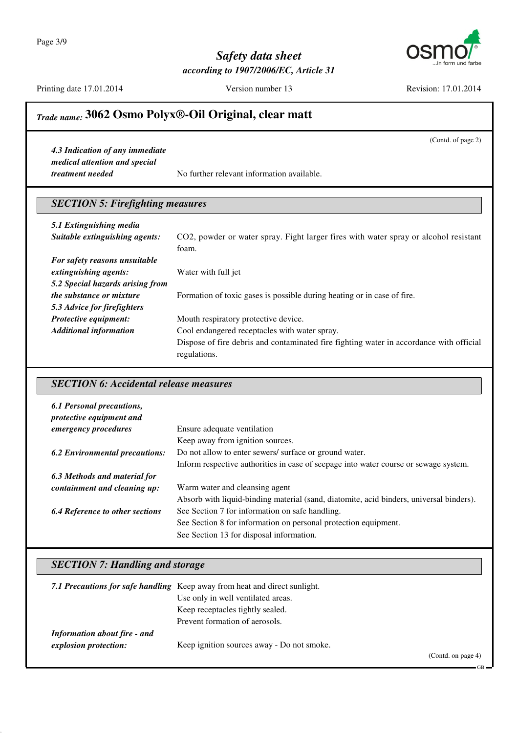## Trade name: 3062 Osmo Polyx®-Oil Original, clear matt

(Contd. of page 2)

***4.3 Indication of any immediate medical attention and special treatment needed*** No further relevant information available.

### SECTION 5: Firefighting measures

***5.1 Extinguishing media***

***Suitable extinguishing agents:*** $CO_2$, powder or water spray. Fight larger fires with water spray or alcohol resistant foam.

***For safety reasons unsuitable extinguishing agents:*** Water with full jet

***5.2 Special hazards arising from the substance or mixture*** Formation of toxic gases is possible during heating or in case of fire.

***5.3 Advice for firefighters***

***Protective equipment:*** Mouth respiratory protective device.

***Additional information*** Cool endangered receptacles with water spray.
Dispose of fire debris and contaminated fire fighting water in accordance with official regulations.

### SECTION 6: Accidental release measures

***6.1 Personal precautions, protective equipment and emergency procedures*** Ensure adequate ventilation
Keep away from ignition sources.

***6.2 Environmental precautions:*** Do not allow to enter sewers/ surface or ground water.
Inform respective authorities in case of seepage into water course or sewage system.

***6.3 Methods and material for containment and cleaning up:*** Warm water and cleansing agent
Absorb with liquid-binding material (sand, diatomite, acid binders, universal binders).

***6.4 Reference to other sections*** See Section 7 for information on safe handling.
See Section 8 for information on personal protection equipment.
See Section 13 for disposal information.

### SECTION 7: Handling and storage

***7.1 Precautions for safe handling*** Keep away from heat and direct sunlight.
Use only in well ventilated areas.
Keep receptacles tightly sealed.
Prevent formation of aerosols.

***Information about fire - and explosion protection:*** Keep ignition sources away - Do not smoke.

(Contd. on page 4)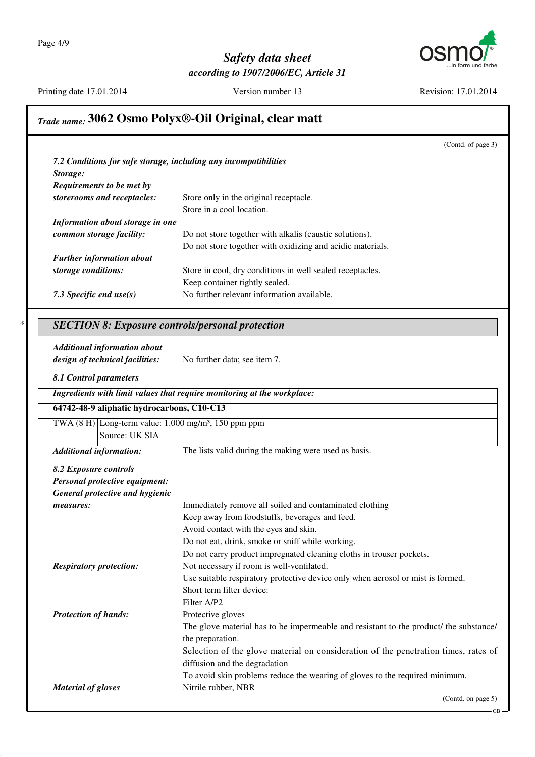## Trade name: 3062 Osmo Polyx®-Oil Original, clear matt

(Contd. of page 3)

*7.2 Conditions for safe storage, including any incompatibilities*

***Storage:***

***Requirements to be met by storerooms and receptacles:*** Store only in the original receptacle.
Store in a cool location.

***Information about storage in one common storage facility:*** Do not store together with alkalis (caustic solutions).
Do not store together with oxidizing and acidic materials.

***Further information about storage conditions:*** Store in cool, dry conditions in well sealed receptacles.
Keep container tightly sealed.

***7.3 Specific end use(s)*** No further relevant information available.

## * SECTION 8: Exposure controls/personal protection

***Additional information about design of technical facilities:*** No further data; see item 7.

***8.1 Control parameters***

| Ingredients with limit values that require monitoring at the workplace: | |
|---|---|
| **64742-48-9 aliphatic hydrocarbons, C10-C13** | |
| TWA (8 H) | Long-term value: 1.000 mg/m³, 150 ppm ppm<br>Source: UK SIA |

***Additional information:*** The lists valid during the making were used as basis.

***8.2 Exposure controls***

***Personal protective equipment:***

***General protective and hygienic measures:***
Immediately remove all soiled and contaminated clothing
Keep away from foodstuffs, beverages and feed.
Avoid contact with the eyes and skin.
Do not eat, drink, smoke or sniff while working.
Do not carry product impregnated cleaning cloths in trouser pockets.

***Respiratory protection:*** Not necessary if room is well-ventilated.
Use suitable respiratory protective device only when aerosol or mist is formed.
Short term filter device:
Filter A/P2

***Protection of hands:*** Protective gloves
The glove material has to be impermeable and resistant to the product/ the substance/ the preparation.
Selection of the glove material on consideration of the penetration times, rates of diffusion and the degradation
To avoid skin problems reduce the wearing of gloves to the required minimum.

***Material of gloves*** Nitrile rubber, NBR

(Contd. on page 5)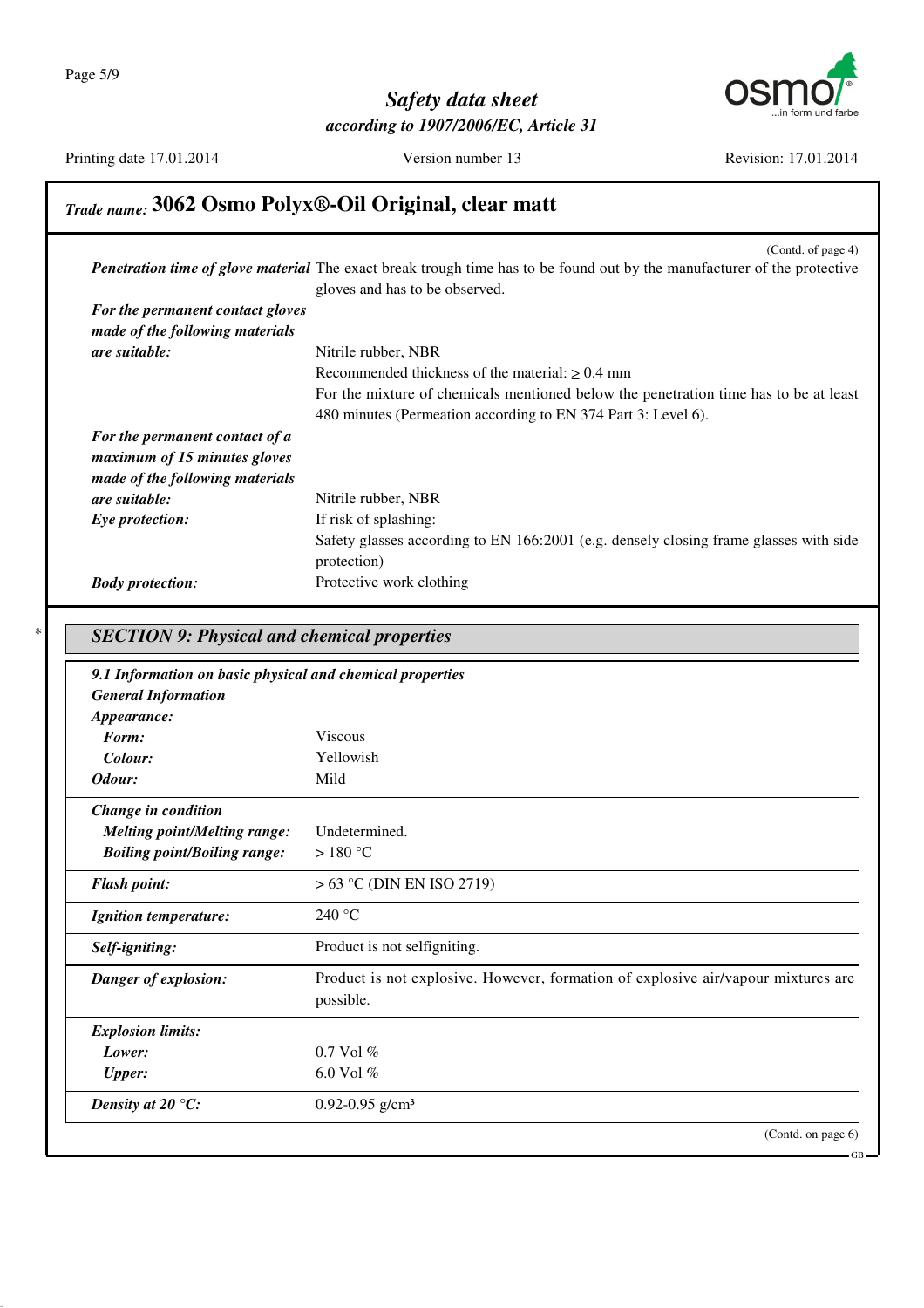## Trade name: 3062 Osmo Polyx®-Oil Original, clear matt

(Contd. of page 4)

| | |
|---|---|
| ***Penetration time of glove material*** | The exact break trough time has to be found out by the manufacturer of the protective gloves and has to be observed. |
| ***For the permanent contact gloves made of the following materials are suitable:*** | Nitrile rubber, NBR<br>Recommended thickness of the material: ≥ 0.4 mm<br>For the mixture of chemicals mentioned below the penetration time has to be at least 480 minutes (Permeation according to EN 374 Part 3: Level 6). |
| ***For the permanent contact of a maximum of 15 minutes gloves made of the following materials are suitable:*** | Nitrile rubber, NBR |
| ***Eye protection:*** | If risk of splashing:<br>Safety glasses according to EN 166:2001 (e.g. densely closing frame glasses with side protection) |
| ***Body protection:*** | Protective work clothing |

\* 

## *SECTION 9: Physical and chemical properties*

***9.1 Information on basic physical and chemical properties***

| | |
|---|---|
| ***General Information*** | |
| ***Appearance:*** | |
| ***Form:*** | Viscous |
| ***Colour:*** | Yellowish |
| ***Odour:*** | Mild |
| ***Change in condition*** | |
| ***Melting point/Melting range:*** | Undetermined. |
| ***Boiling point/Boiling range:*** | > 180 °C |
| ***Flash point:*** | > 63 °C (DIN EN ISO 2719) |
| ***Ignition temperature:*** | 240 °C |
| ***Self-igniting:*** | Product is not selfigniting. |
| ***Danger of explosion:*** | Product is not explosive. However, formation of explosive air/vapour mixtures are possible. |
| ***Explosion limits:*** | |
| ***Lower:*** | 0.7 Vol % |
| ***Upper:*** | 6.0 Vol % |
| ***Density at 20 °C:*** | 0.92-0.95 g/cm³ |

(Contd. on page 6)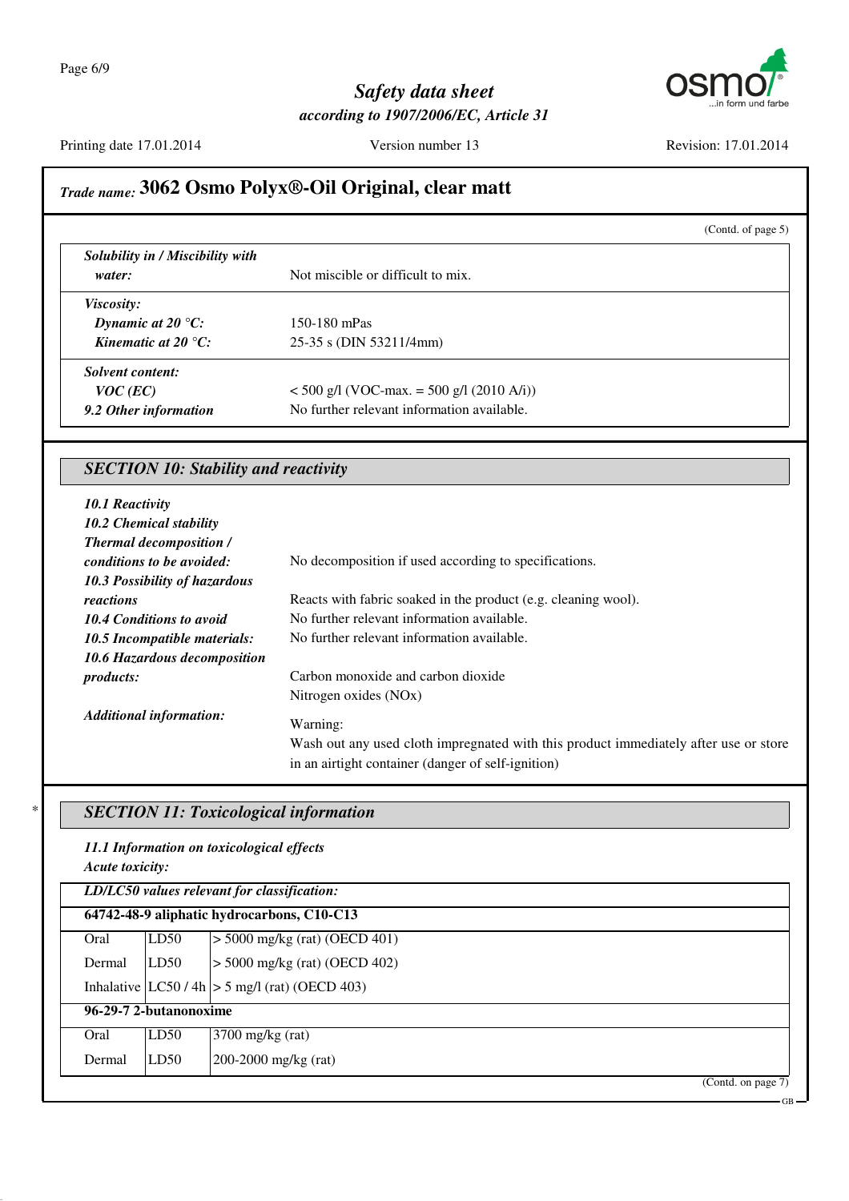## Trade name: 3062 Osmo Polyx®-Oil Original, clear matt

(Contd. of page 5)

| | |
|---|---|
| ***Solubility in / Miscibility with water:*** | Not miscible or difficult to mix. |
| ***Viscosity:*** | |
| ***Dynamic at 20 °C:*** | 150-180 mPas |
| ***Kinematic at 20 °C:*** | 25-35 s (DIN 53211/4mm) |
| ***Solvent content:*** | |
| ***VOC (EC)*** | < 500 g/l (VOC-max. = 500 g/l (2010 A/i)) |
| ***9.2 Other information*** | No further relevant information available. |

### SECTION 10: Stability and reactivity

***10.1 Reactivity***

***10.2 Chemical stability***

***Thermal decomposition / conditions to be avoided:*** No decomposition if used according to specifications.

***10.3 Possibility of hazardous reactions*** Reacts with fabric soaked in the product (e.g. cleaning wool).

***10.4 Conditions to avoid*** No further relevant information available.

***10.5 Incompatible materials:*** No further relevant information available.

***10.6 Hazardous decomposition products:*** Carbon monoxide and carbon dioxide
Nitrogen oxides (NOx)

***Additional information:*** Warning:
Wash out any used cloth impregnated with this product immediately after use or store in an airtight container (danger of self-ignition)

### * SECTION 11: Toxicological information

***11.1 Information on toxicological effects***

***Acute toxicity:***

| ***LD/LC50 values relevant for classification:*** | | |
|---|---|---|
| **64742-48-9 aliphatic hydrocarbons, C10-C13** | | |
| Oral | LD50 | > 5000 mg/kg (rat) (OECD 401) |
| Dermal | LD50 | > 5000 mg/kg (rat) (OECD 402) |
| Inhalative | LC50 / 4h | > 5 mg/l (rat) (OECD 403) |
| **96-29-7 2-butanonoxime** | | |
| Oral | LD50 | 3700 mg/kg (rat) |
| Dermal | LD50 | 200-2000 mg/kg (rat) |

(Contd. on page 7)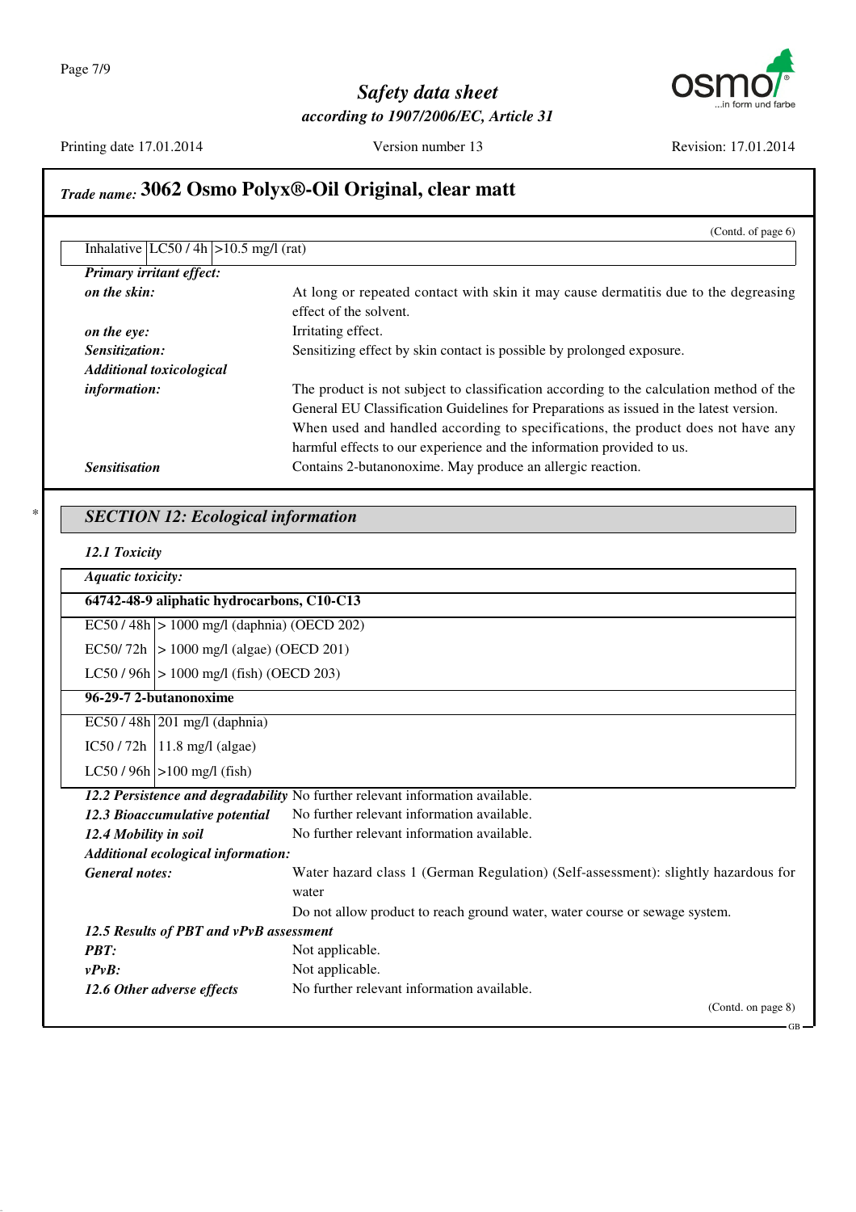## Trade name: 3062 Osmo Polyx®-Oil Original, clear matt

(Contd. of page 6)

| | | |
|---|---|---|
| Inhalative | LC50 / 4h | >10.5 mg/l (rat) |

***Primary irritant effect:***

***on the skin:*** At long or repeated contact with skin it may cause dermatitis due to the degreasing effect of the solvent.

***on the eye:*** Irritating effect.

***Sensitization:*** Sensitizing effect by skin contact is possible by prolonged exposure.

***Additional toxicological information:*** The product is not subject to classification according to the calculation method of the General EU Classification Guidelines for Preparations as issued in the latest version.
When used and handled according to specifications, the product does not have any harmful effects to our experience and the information provided to us.

***Sensitisation*** Contains 2-butanonoxime. May produce an allergic reaction.

\*

## *SECTION 12: Ecological information*

***12.1 Toxicity***

| | |
|---|---|
| ***Aquatic toxicity:*** | |
| **64742-48-9 aliphatic hydrocarbons, C10-C13** | |
| EC50 / 48h | > 1000 mg/l (daphnia) (OECD 202) |
| EC50/ 72h | > 1000 mg/l (algae) (OECD 201) |
| LC50 / 96h | > 1000 mg/l (fish) (OECD 203) |
| **96-29-7 2-butanonoxime** | |
| EC50 / 48h | 201 mg/l (daphnia) |
| IC50 / 72h | 11.8 mg/l (algae) |
| LC50 / 96h | >100 mg/l (fish) |

***12.2 Persistence and degradability*** No further relevant information available.

***12.3 Bioaccumulative potential*** No further relevant information available.

***12.4 Mobility in soil*** No further relevant information available.

***Additional ecological information:***

***General notes:*** Water hazard class 1 (German Regulation) (Self-assessment): slightly hazardous for water
Do not allow product to reach ground water, water course or sewage system.

***12.5 Results of PBT and vPvB assessment***

***PBT:*** Not applicable.

***vPvB:*** Not applicable.

***12.6 Other adverse effects*** No further relevant information available.

(Contd. on page 8)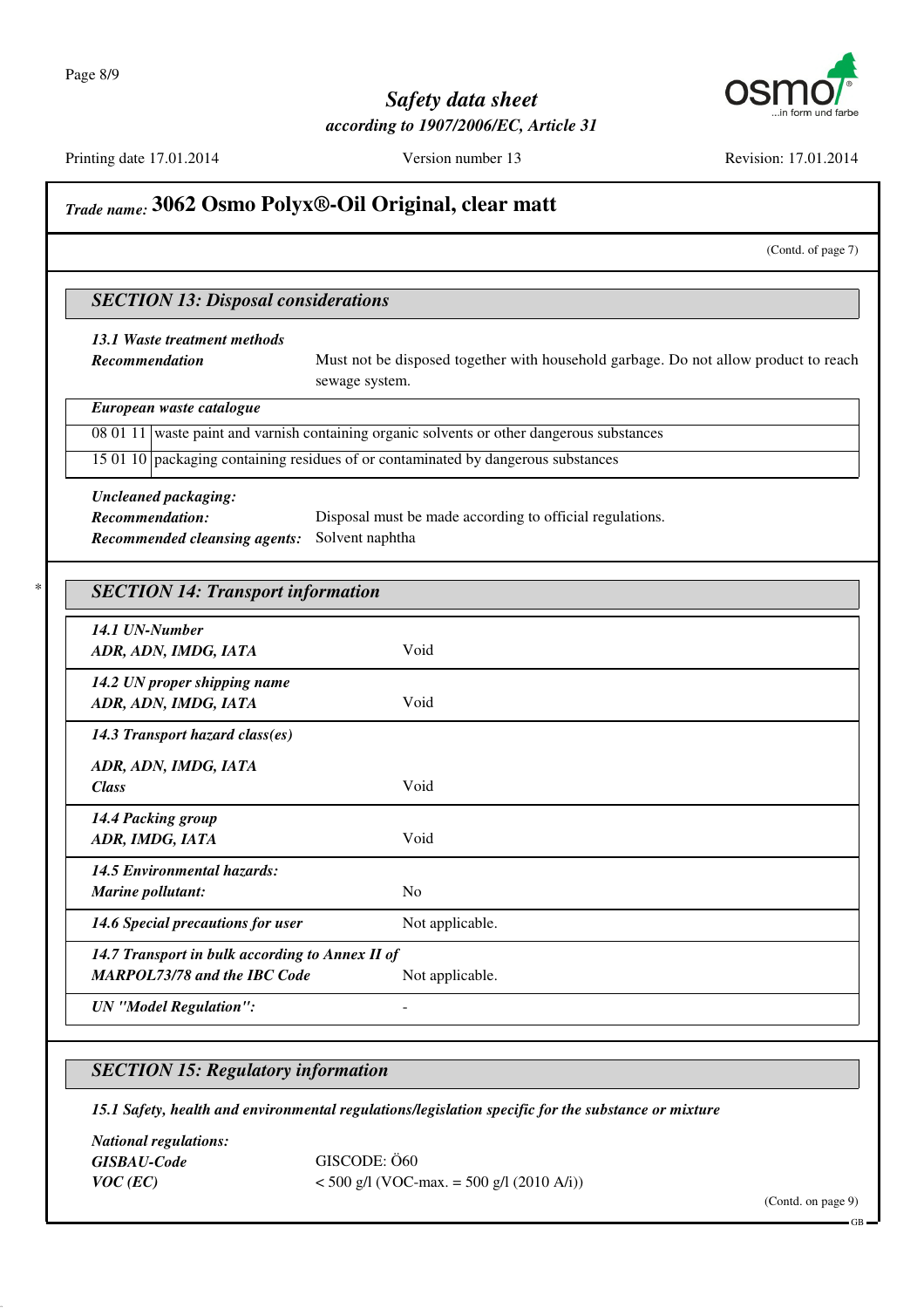## Trade name: 3062 Osmo Polyx®-Oil Original, clear matt

(Contd. of page 7)

### SECTION 13: Disposal considerations

***13.1 Waste treatment methods***

***Recommendation*** Must not be disposed together with household garbage. Do not allow product to reach sewage system.

| *European waste catalogue* | |
|---|---|
| 08 01 11 | waste paint and varnish containing organic solvents or other dangerous substances |
| 15 01 10 | packaging containing residues of or contaminated by dangerous substances |

***Uncleaned packaging:***

***Recommendation:*** Disposal must be made according to official regulations.

***Recommended cleansing agents:*** Solvent naphtha

\* 

### SECTION 14: Transport information

| | |
|---|---|
| ***14.1 UN-Number*** | |
| ***ADR, ADN, IMDG, IATA*** | Void |
| ***14.2 UN proper shipping name*** | |
| ***ADR, ADN, IMDG, IATA*** | Void |
| ***14.3 Transport hazard class(es)*** | |
| ***ADR, ADN, IMDG, IATA*** | |
| ***Class*** | Void |
| ***14.4 Packing group*** | |
| ***ADR, IMDG, IATA*** | Void |
| ***14.5 Environmental hazards:*** | |
| ***Marine pollutant:*** | No |
| ***14.6 Special precautions for user*** | Not applicable. |
| ***14.7 Transport in bulk according to Annex II of MARPOL73/78 and the IBC Code*** | Not applicable. |
| ***UN "Model Regulation":*** | - |

### SECTION 15: Regulatory information

***15.1 Safety, health and environmental regulations/legislation specific for the substance or mixture***

***National regulations:***

***GISBAU-Code*** GISCODE: Ö60

***VOC (EC)*** < 500 g/l (VOC-max. = 500 g/l (2010 A/i))

(Contd. on page 9)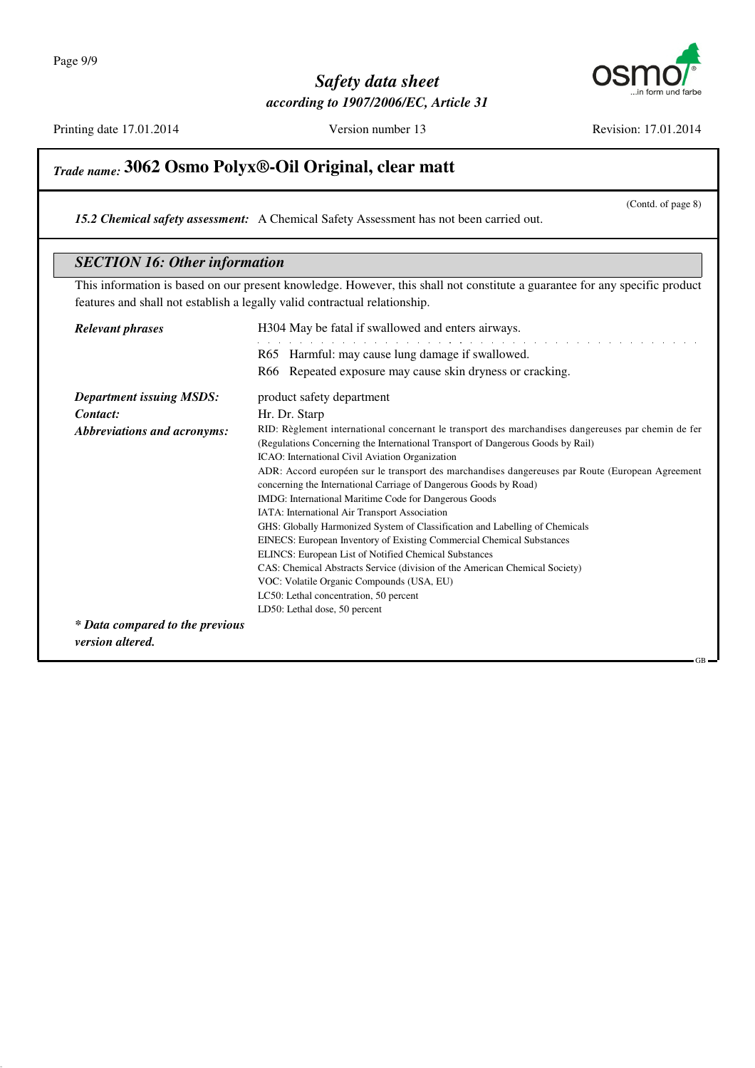## Trade name: 3062 Osmo Polyx®-Oil Original, clear matt

(Contd. of page 8)

***15.2 Chemical safety assessment:*** A Chemical Safety Assessment has not been carried out.

## SECTION 16: Other information

This information is based on our present knowledge. However, this shall not constitute a guarantee for any specific product features and shall not establish a legally valid contractual relationship.

***Relevant phrases***

H304 May be fatal if swallowed and enters airways.

R65 Harmful: may cause lung damage if swallowed.

R66 Repeated exposure may cause skin dryness or cracking.

***Department issuing MSDS:*** product safety department

***Contact:*** Hr. Dr. Starp

***Abbreviations and acronyms:***

RID: Règlement international concernant le transport des marchandises dangereuses par chemin de fer (Regulations Concerning the International Transport of Dangerous Goods by Rail)
ICAO: International Civil Aviation Organization
ADR: Accord européen sur le transport des marchandises dangereuses par Route (European Agreement concerning the International Carriage of Dangerous Goods by Road)
IMDG: International Maritime Code for Dangerous Goods
IATA: International Air Transport Association
GHS: Globally Harmonized System of Classification and Labelling of Chemicals
EINECS: European Inventory of Existing Commercial Chemical Substances
ELINCS: European List of Notified Chemical Substances
CAS: Chemical Abstracts Service (division of the American Chemical Society)
VOC: Volatile Organic Compounds (USA, EU)
LC50: Lethal concentration, 50 percent
LD50: Lethal dose, 50 percent

***\* Data compared to the previous version altered.***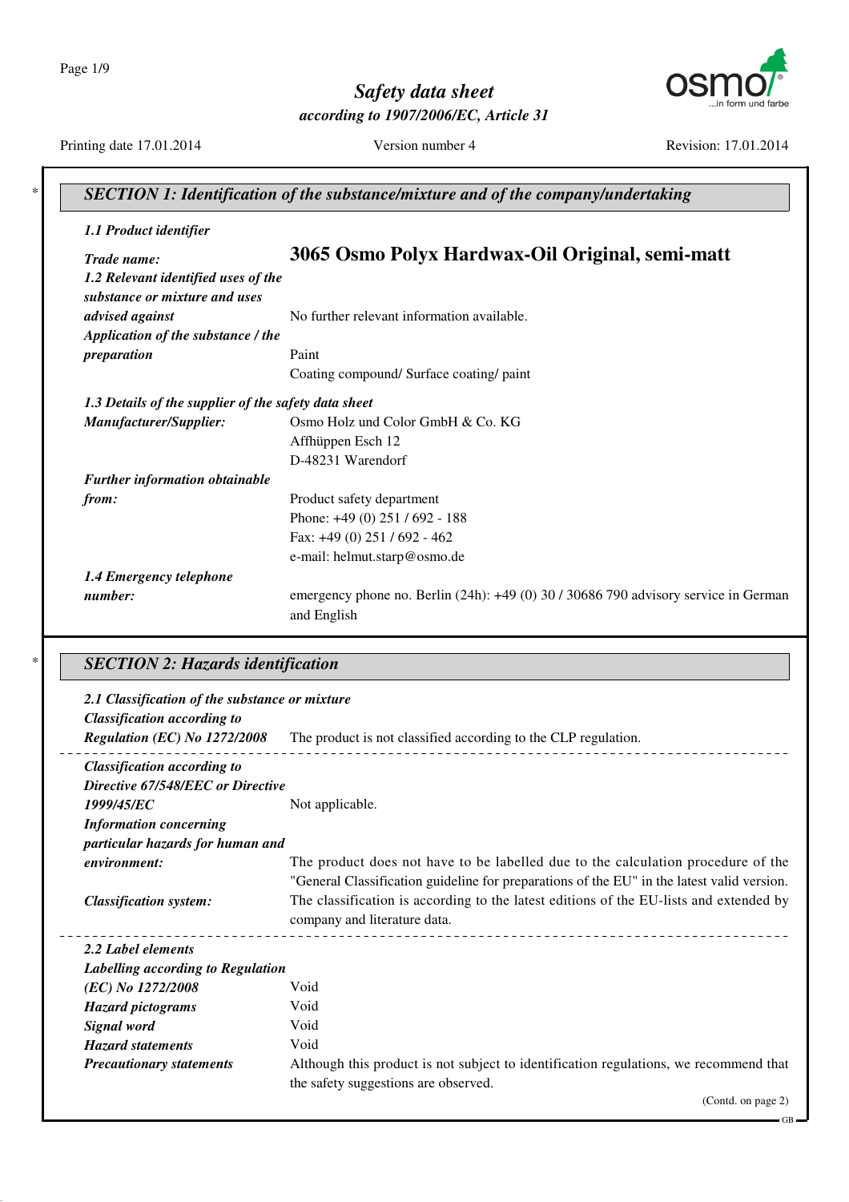# Safety data sheet

*according to 1907/2006/EC, Article 31*

Printing date 17.01.2014 | Version number 4 | Revision: 17.01.2014

## * SECTION 1: Identification of the substance/mixture and of the company/undertaking

### 1.1 Product identifier

***Trade name:*** **3065 Osmo Polyx Hardwax-Oil Original, semi-matt**

***1.2 Relevant identified uses of the substance or mixture and uses advised against*** No further relevant information available.

***Application of the substance / the preparation*** Paint
Coating compound/ Surface coating/ paint

### 1.3 Details of the supplier of the safety data sheet

***Manufacturer/Supplier:***
Osmo Holz und Color GmbH & Co. KG
Affhüppen Esch 12
D-48231 Warendorf

***Further information obtainable from:***
Product safety department
Phone: +49 (0) 251 / 692 - 188
Fax: +49 (0) 251 / 692 - 462
e-mail: helmut.starp@osmo.de

***1.4 Emergency telephone number:*** emergency phone no. Berlin (24h): +49 (0) 30 / 30686 790 advisory service in German and English

## * SECTION 2: Hazards identification

### 2.1 Classification of the substance or mixture

***Classification according to Regulation (EC) No 1272/2008*** The product is not classified according to the CLP regulation.

***Classification according to Directive 67/548/EEC or Directive 1999/45/EC*** Not applicable.

***Information concerning particular hazards for human and environment:*** The product does not have to be labelled due to the calculation procedure of the "General Classification guideline for preparations of the EU" in the latest valid version.

***Classification system:*** The classification is according to the latest editions of the EU-lists and extended by company and literature data.

### 2.2 Label elements

***Labelling according to Regulation (EC) No 1272/2008*** Void

***Hazard pictograms*** Void

***Signal word*** Void

***Hazard statements*** Void

***Precautionary statements*** Although this product is not subject to identification regulations, we recommend that the safety suggestions are observed.

(Contd. on page 2)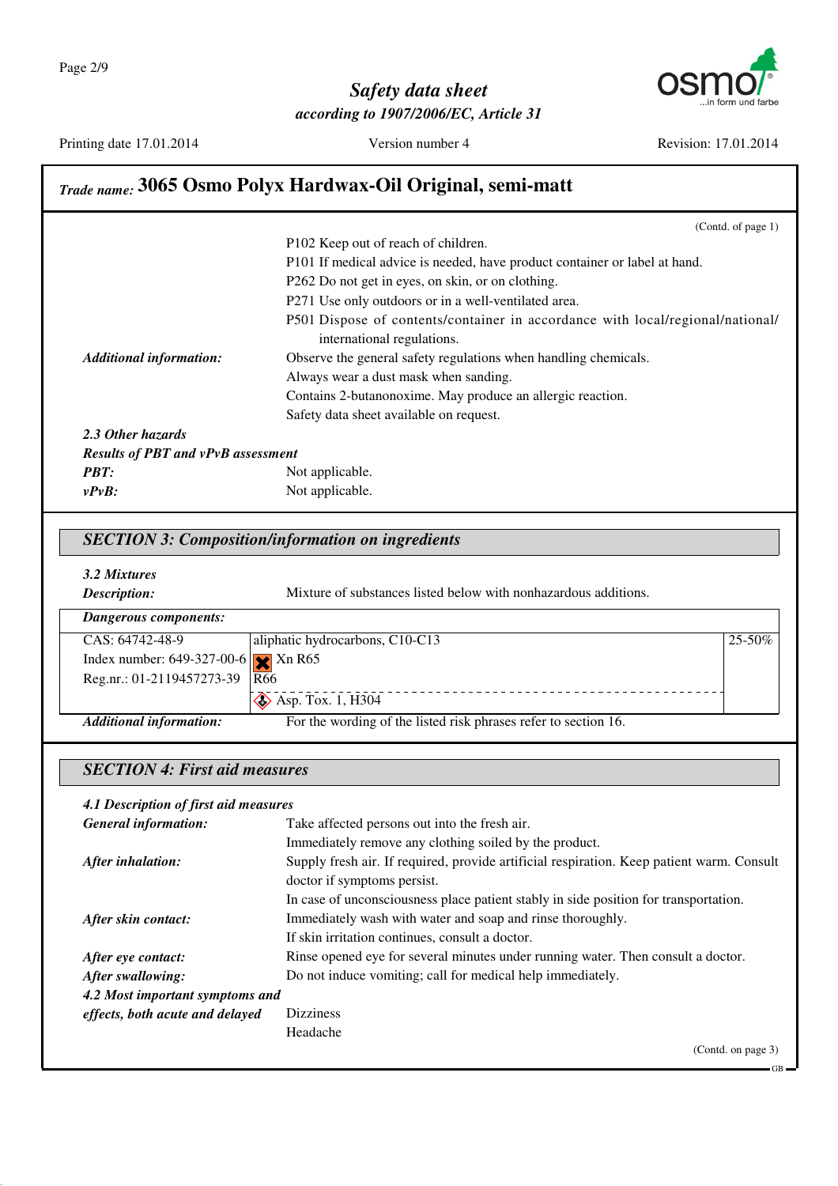**Trade name: 3065 Osmo Polyx Hardwax-Oil Original, semi-matt**

(Contd. of page 1)

P102 Keep out of reach of children.
P101 If medical advice is needed, have product container or label at hand.
P262 Do not get in eyes, on skin, or on clothing.
P271 Use only outdoors or in a well-ventilated area.
P501 Dispose of contents/container in accordance with local/regional/national/international regulations.

***Additional information:*** Observe the general safety regulations when handling chemicals.
Always wear a dust mask when sanding.
Contains 2-butanonoxime. May produce an allergic reaction.
Safety data sheet available on request.

***2.3 Other hazards***

***Results of PBT and vPvB assessment***

***PBT:*** Not applicable.

***vPvB:*** Not applicable.

## *SECTION 3: Composition/information on ingredients*

***3.2 Mixtures***

***Description:*** Mixture of substances listed below with nonhazardous additions.

***Dangerous components:***

| | | |
|---|---|---|
| CAS: 64742-48-9<br>Index number: 649-327-00-6<br>Reg.nr.: 01-2119457273-39 | aliphatic hydrocarbons, C10-C13<br>Xn R65<br>R66<br>Asp. Tox. 1, H304 | 25-50% |

***Additional information:*** For the wording of the listed risk phrases refer to section 16.

## *SECTION 4: First aid measures*

***4.1 Description of first aid measures***

***General information:*** Take affected persons out into the fresh air.
Immediately remove any clothing soiled by the product.

***After inhalation:*** Supply fresh air. If required, provide artificial respiration. Keep patient warm. Consult doctor if symptoms persist.
In case of unconsciousness place patient stably in side position for transportation.

***After skin contact:*** Immediately wash with water and soap and rinse thoroughly.
If skin irritation continues, consult a doctor.

***After eye contact:*** Rinse opened eye for several minutes under running water. Then consult a doctor.

***After swallowing:*** Do not induce vomiting; call for medical help immediately.

***4.2 Most important symptoms and effects, both acute and delayed*** Dizziness
Headache

(Contd. on page 3)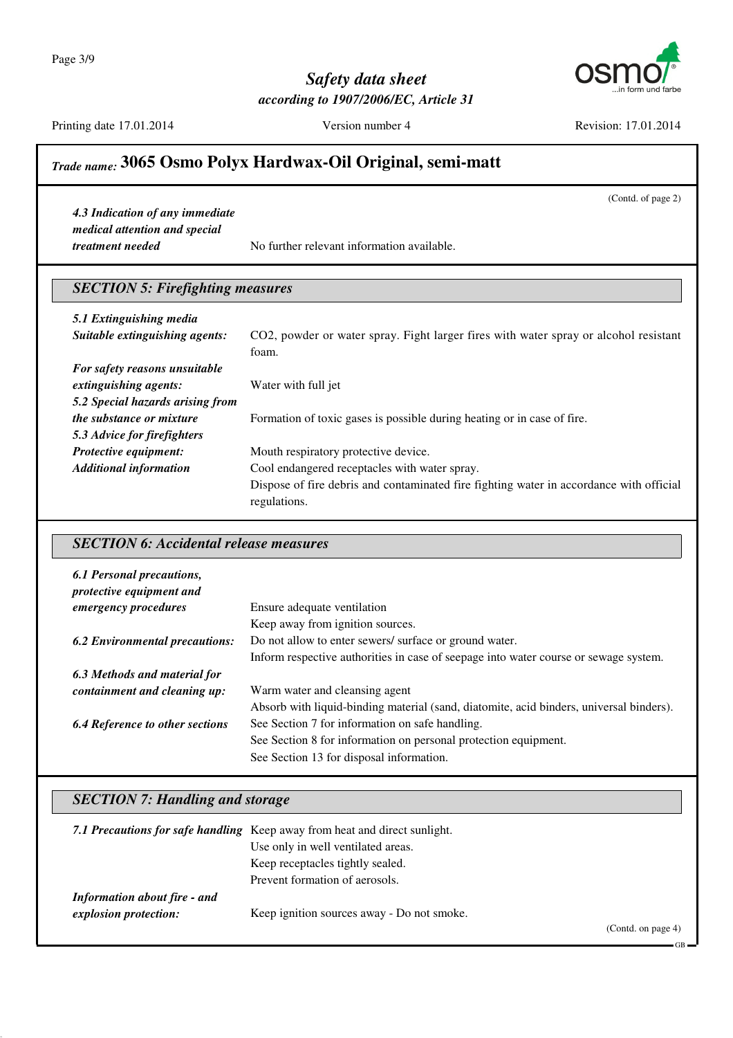## Trade name: 3065 Osmo Polyx Hardwax-Oil Original, semi-matt

(Contd. of page 2)

***4.3 Indication of any immediate medical attention and special treatment needed*** No further relevant information available.

### *SECTION 5: Firefighting measures*

***5.1 Extinguishing media***

***Suitable extinguishing agents:*** $CO_2$, powder or water spray. Fight larger fires with water spray or alcohol resistant foam.

***For safety reasons unsuitable extinguishing agents:*** Water with full jet

***5.2 Special hazards arising from the substance or mixture*** Formation of toxic gases is possible during heating or in case of fire.

***5.3 Advice for firefighters***

***Protective equipment:*** Mouth respiratory protective device.

***Additional information*** Cool endangered receptacles with water spray.
Dispose of fire debris and contaminated fire fighting water in accordance with official regulations.

### *SECTION 6: Accidental release measures*

***6.1 Personal precautions, protective equipment and emergency procedures*** Ensure adequate ventilation
Keep away from ignition sources.

***6.2 Environmental precautions:*** Do not allow to enter sewers/ surface or ground water.
Inform respective authorities in case of seepage into water course or sewage system.

***6.3 Methods and material for containment and cleaning up:*** Warm water and cleansing agent
Absorb with liquid-binding material (sand, diatomite, acid binders, universal binders).

***6.4 Reference to other sections*** See Section 7 for information on safe handling.
See Section 8 for information on personal protection equipment.
See Section 13 for disposal information.

### *SECTION 7: Handling and storage*

***7.1 Precautions for safe handling*** Keep away from heat and direct sunlight.
Use only in well ventilated areas.
Keep receptacles tightly sealed.
Prevent formation of aerosols.

***Information about fire - and explosion protection:*** Keep ignition sources away - Do not smoke.

(Contd. on page 4)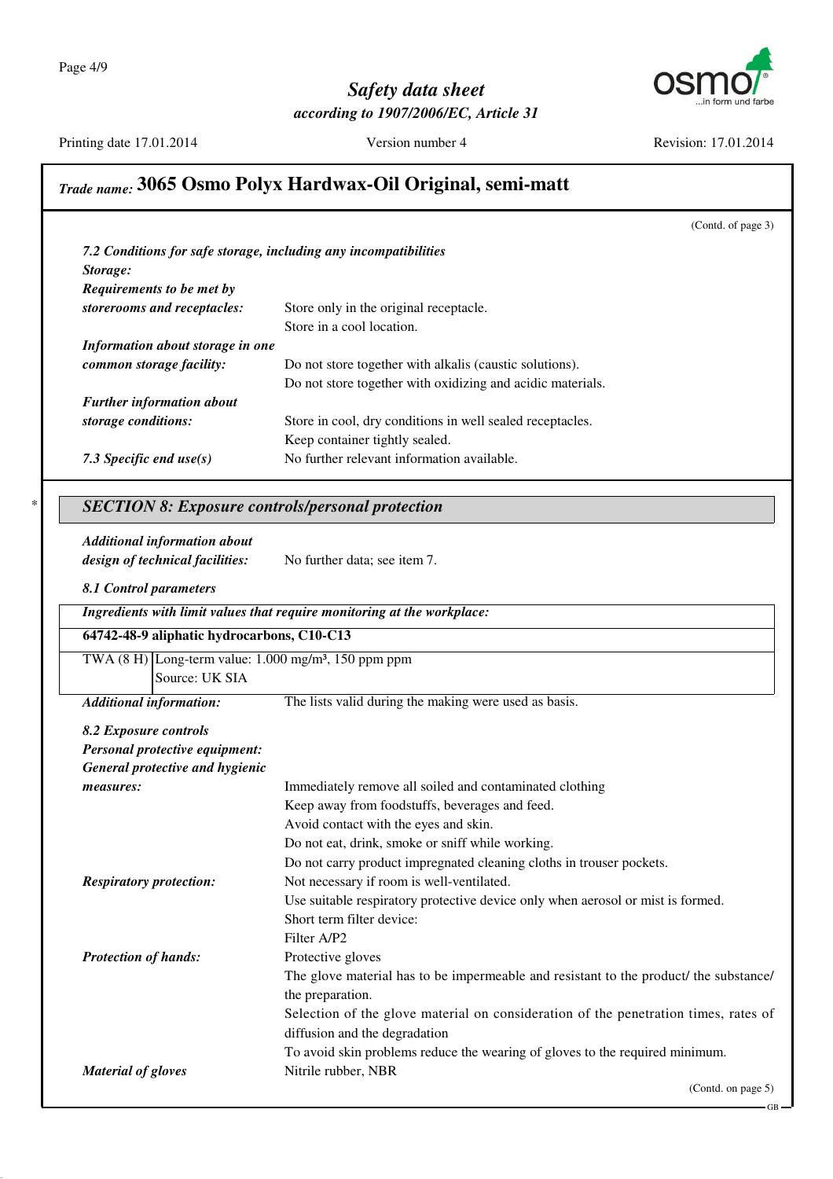## Trade name: 3065 Osmo Polyx Hardwax-Oil Original, semi-matt

(Contd. of page 3)

***7.2 Conditions for safe storage, including any incompatibilities***

***Storage:***

***Requirements to be met by storerooms and receptacles:*** Store only in the original receptacle.
Store in a cool location.

***Information about storage in one common storage facility:*** Do not store together with alkalis (caustic solutions).
Do not store together with oxidizing and acidic materials.

***Further information about storage conditions:*** Store in cool, dry conditions in well sealed receptacles.
Keep container tightly sealed.

***7.3 Specific end use(s)*** No further relevant information available.

## * SECTION 8: Exposure controls/personal protection

***Additional information about design of technical facilities:*** No further data; see item 7.

***8.1 Control parameters***

| ***Ingredients with limit values that require monitoring at the workplace:*** | |
|---|---|
| **64742-48-9 aliphatic hydrocarbons, C10-C13** | |
| TWA (8 H) | Long-term value: 1.000 mg/m³, 150 ppm ppm<br>Source: UK SIA |

***Additional information:*** The lists valid during the making were used as basis.

***8.2 Exposure controls***

***Personal protective equipment:***

***General protective and hygienic measures:***
Immediately remove all soiled and contaminated clothing
Keep away from foodstuffs, beverages and feed.
Avoid contact with the eyes and skin.
Do not eat, drink, smoke or sniff while working.
Do not carry product impregnated cleaning cloths in trouser pockets.

***Respiratory protection:*** Not necessary if room is well-ventilated.
Use suitable respiratory protective device only when aerosol or mist is formed.
Short term filter device:
Filter A/P2

***Protection of hands:*** Protective gloves
The glove material has to be impermeable and resistant to the product/ the substance/ the preparation.
Selection of the glove material on consideration of the penetration times, rates of diffusion and the degradation
To avoid skin problems reduce the wearing of gloves to the required minimum.

***Material of gloves*** Nitrile rubber, NBR

(Contd. on page 5)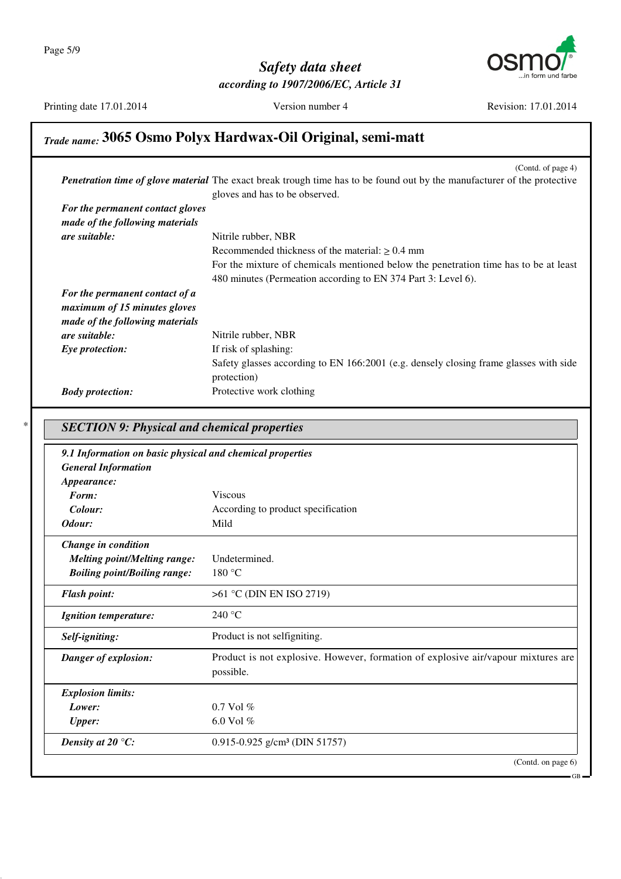## Trade name: 3065 Osmo Polyx Hardwax-Oil Original, semi-matt

(Contd. of page 4)

| | |
|---|---|
| ***Penetration time of glove material*** | The exact break trough time has to be found out by the manufacturer of the protective gloves and has to be observed. |
| ***For the permanent contact gloves made of the following materials are suitable:*** | Nitrile rubber, NBR<br>Recommended thickness of the material: ≥ 0.4 mm<br>For the mixture of chemicals mentioned below the penetration time has to be at least 480 minutes (Permeation according to EN 374 Part 3: Level 6). |
| ***For the permanent contact of a maximum of 15 minutes gloves made of the following materials are suitable:*** | Nitrile rubber, NBR |
| ***Eye protection:*** | If risk of splashing:<br>Safety glasses according to EN 166:2001 (e.g. densely closing frame glasses with side protection) |
| ***Body protection:*** | Protective work clothing |

\* 

## SECTION 9: Physical and chemical properties

***9.1 Information on basic physical and chemical properties***

| | |
|---|---|
| ***General Information*** | |
| ***Appearance:*** | |
| ***Form:*** | Viscous |
| ***Colour:*** | According to product specification |
| ***Odour:*** | Mild |
| ***Change in condition*** | |
| ***Melting point/Melting range:*** | Undetermined. |
| ***Boiling point/Boiling range:*** | 180 °C |
| ***Flash point:*** | >61 °C (DIN EN ISO 2719) |
| ***Ignition temperature:*** | 240 °C |
| ***Self-igniting:*** | Product is not selfigniting. |
| ***Danger of explosion:*** | Product is not explosive. However, formation of explosive air/vapour mixtures are possible. |
| ***Explosion limits:*** | |
| ***Lower:*** | 0.7 Vol % |
| ***Upper:*** | 6.0 Vol % |
| ***Density at 20 °C:*** | 0.915-0.925 g/cm³ (DIN 51757) |

(Contd. on page 6)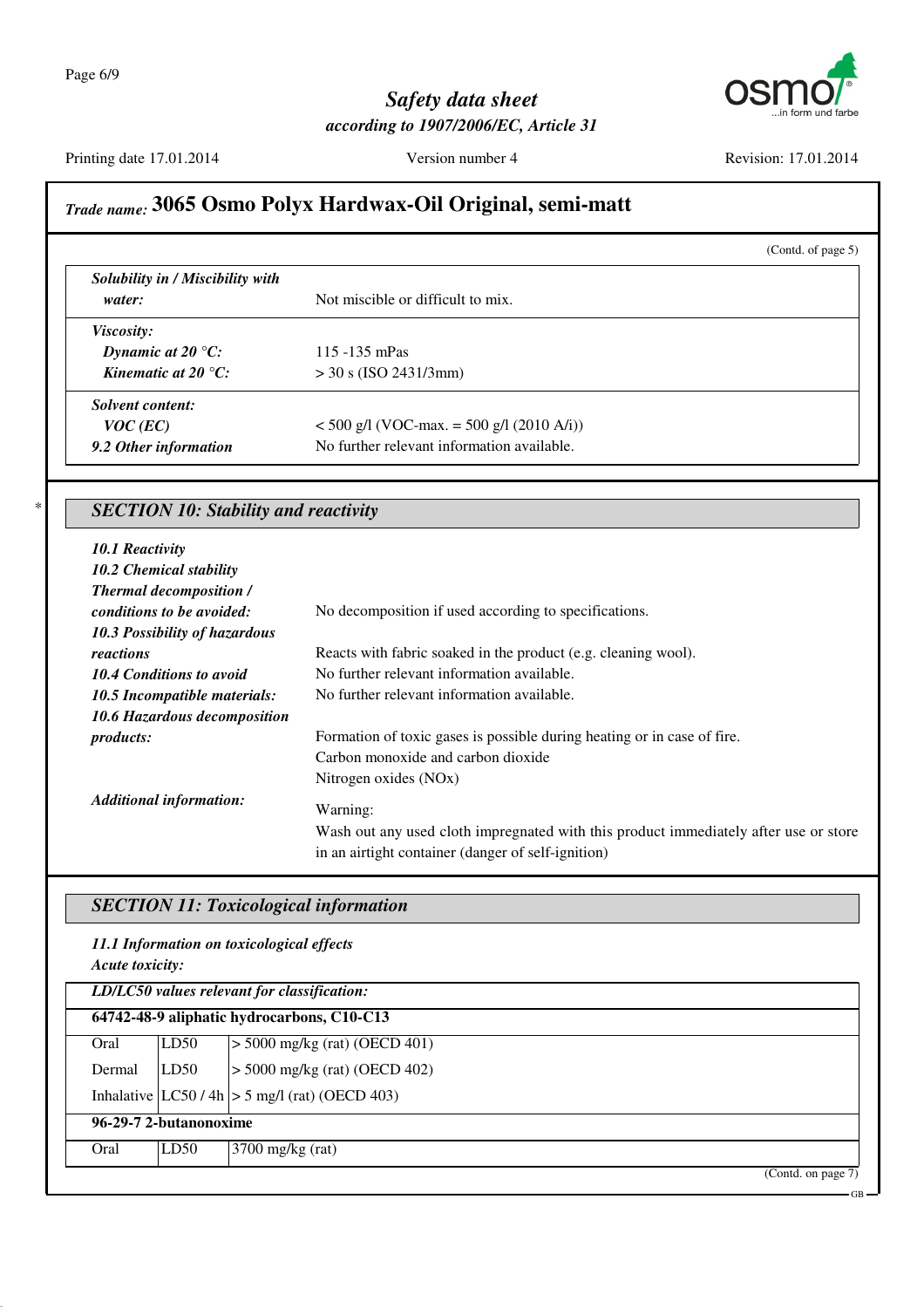## Trade name: 3065 Osmo Polyx Hardwax-Oil Original, semi-matt

(Contd. of page 5)

| | |
|---|---|
| ***Solubility in / Miscibility with water:*** | Not miscible or difficult to mix. |
| ***Viscosity:*** | |
| ***Dynamic at 20 °C:*** | 115 -135 mPas |
| ***Kinematic at 20 °C:*** | > 30 s (ISO 2431/3mm) |
| ***Solvent content:*** | |
| ***VOC (EC)*** | < 500 g/l (VOC-max. = 500 g/l (2010 A/i)) |
| ***9.2 Other information*** | No further relevant information available. |

### SECTION 10: Stability and reactivity

| | |
|---|---|
| ***10.1 Reactivity*** | |
| ***10.2 Chemical stability*** | |
| ***Thermal decomposition / conditions to be avoided:*** | No decomposition if used according to specifications. |
| ***10.3 Possibility of hazardous reactions*** | Reacts with fabric soaked in the product (e.g. cleaning wool). |
| ***10.4 Conditions to avoid*** | No further relevant information available. |
| ***10.5 Incompatible materials:*** | No further relevant information available. |
| ***10.6 Hazardous decomposition products:*** | Formation of toxic gases is possible during heating or in case of fire.<br>Carbon monoxide and carbon dioxide<br>Nitrogen oxides (NOx) |
| ***Additional information:*** | Warning:<br>Wash out any used cloth impregnated with this product immediately after use or store in an airtight container (danger of self-ignition) |

### SECTION 11: Toxicological information

***11.1 Information on toxicological effects***

***Acute toxicity:***

| | | |
|---|---|---|
| ***LD/LC50 values relevant for classification:*** | | |
| **64742-48-9 aliphatic hydrocarbons, C10-C13** | | |
| Oral | LD50 | > 5000 mg/kg (rat) (OECD 401) |
| Dermal | LD50 | > 5000 mg/kg (rat) (OECD 402) |
| Inhalative | LC50 / 4h | > 5 mg/l (rat) (OECD 403) |
| **96-29-7 2-butanonoxime** | | |
| Oral | LD50 | 3700 mg/kg (rat) |

(Contd. on page 7)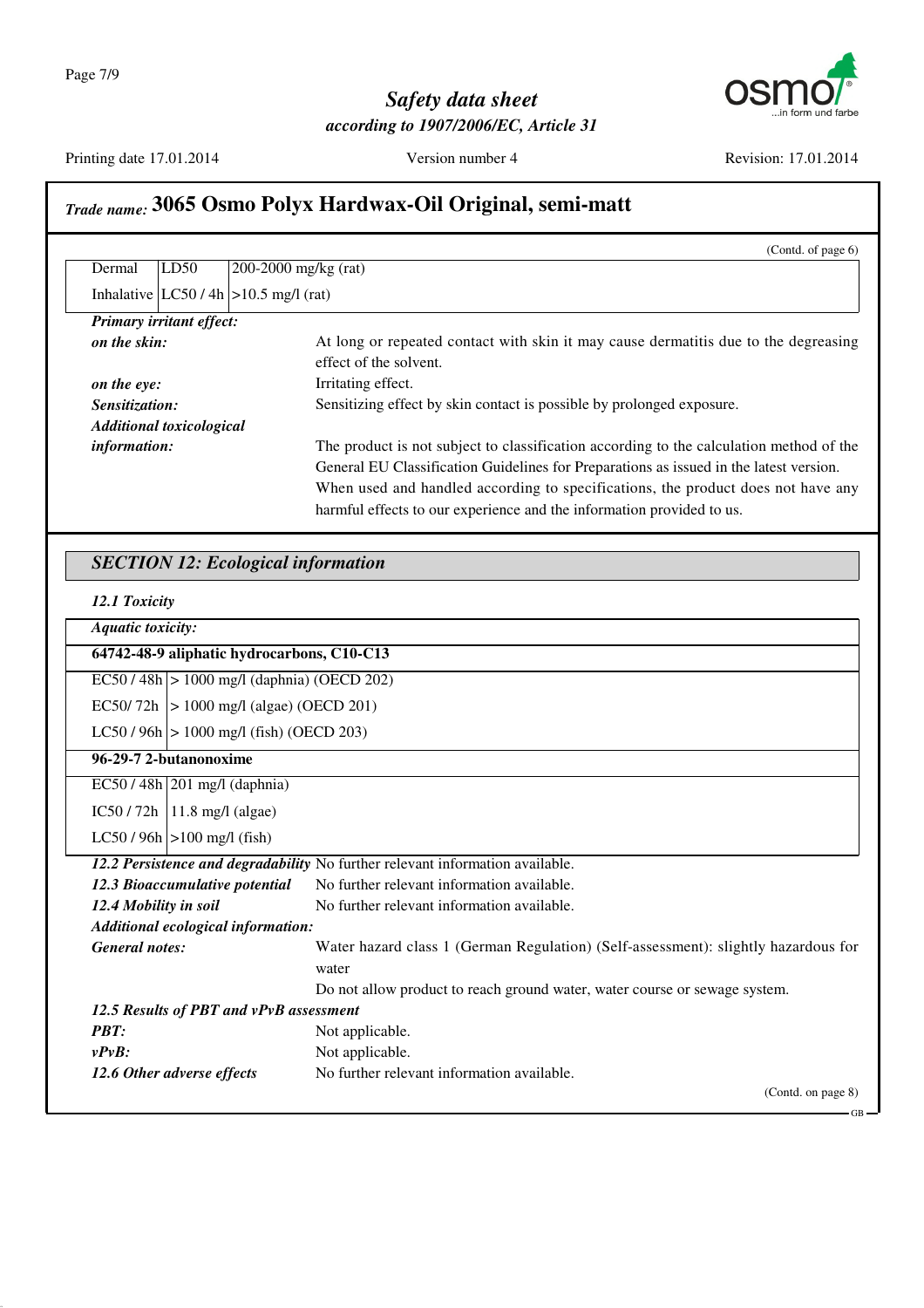## Trade name: 3065 Osmo Polyx Hardwax-Oil Original, semi-matt

(Contd. of page 6)

| | | |
|---|---|---|
| Dermal | LD50 | 200-2000 mg/kg (rat) |
| Inhalative | LC50 / 4h | >10.5 mg/l (rat) |

***Primary irritant effect:***

***on the skin:*** At long or repeated contact with skin it may cause dermatitis due to the degreasing effect of the solvent.

***on the eye:*** Irritating effect.

***Sensitization:*** Sensitizing effect by skin contact is possible by prolonged exposure.

***Additional toxicological information:*** The product is not subject to classification according to the calculation method of the General EU Classification Guidelines for Preparations as issued in the latest version. When used and handled according to specifications, the product does not have any harmful effects to our experience and the information provided to us.

## *SECTION 12: Ecological information*

***12.1 Toxicity***

***Aquatic toxicity:***

| | |
|---|---|
| **64742-48-9 aliphatic hydrocarbons, C10-C13** | |
| EC50 / 48h | > 1000 mg/l (daphnia) (OECD 202) |
| EC50/ 72h | > 1000 mg/l (algae) (OECD 201) |
| LC50 / 96h | > 1000 mg/l (fish) (OECD 203) |
| **96-29-7 2-butanonoxime** | |
| EC50 / 48h | 201 mg/l (daphnia) |
| IC50 / 72h | 11.8 mg/l (algae) |
| LC50 / 96h | >100 mg/l (fish) |

***12.2 Persistence and degradability*** No further relevant information available.

***12.3 Bioaccumulative potential*** No further relevant information available.

***12.4 Mobility in soil*** No further relevant information available.

***Additional ecological information:***

***General notes:*** Water hazard class 1 (German Regulation) (Self-assessment): slightly hazardous for water

Do not allow product to reach ground water, water course or sewage system.

***12.5 Results of PBT and vPvB assessment***

***PBT:*** Not applicable.

***vPvB:*** Not applicable.

***12.6 Other adverse effects*** No further relevant information available.

(Contd. on page 8)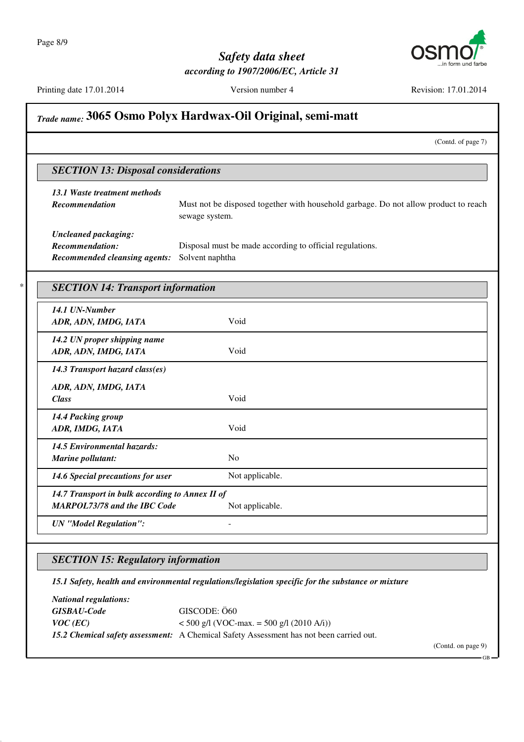## Trade name: 3065 Osmo Polyx Hardwax-Oil Original, semi-matt

(Contd. of page 7)

### SECTION 13: Disposal considerations

***13.1 Waste treatment methods***

***Recommendation*** Must not be disposed together with household garbage. Do not allow product to reach sewage system.

***Uncleaned packaging:***

***Recommendation:*** Disposal must be made according to official regulations.

***Recommended cleansing agents:*** Solvent naphtha

### * SECTION 14: Transport information

| | |
|---|---|
| ***14.1 UN-Number***<br>***ADR, ADN, IMDG, IATA*** | Void |
| ***14.2 UN proper shipping name***<br>***ADR, ADN, IMDG, IATA*** | Void |
| ***14.3 Transport hazard class(es)***<br>***ADR, ADN, IMDG, IATA***<br>***Class*** | Void |
| ***14.4 Packing group***<br>***ADR, IMDG, IATA*** | Void |
| ***14.5 Environmental hazards:***<br>***Marine pollutant:*** | No |
| ***14.6 Special precautions for user*** | Not applicable. |
| ***14.7 Transport in bulk according to Annex II of MARPOL73/78 and the IBC Code*** | Not applicable. |
| ***UN "Model Regulation":*** | - |

### SECTION 15: Regulatory information

***15.1 Safety, health and environmental regulations/legislation specific for the substance or mixture***

***National regulations:***

***GISBAU-Code*** GISCODE: Ö60

***VOC (EC)*** < 500 g/l (VOC-max. = 500 g/l (2010 A/i))

***15.2 Chemical safety assessment:*** A Chemical Safety Assessment has not been carried out.

(Contd. on page 9)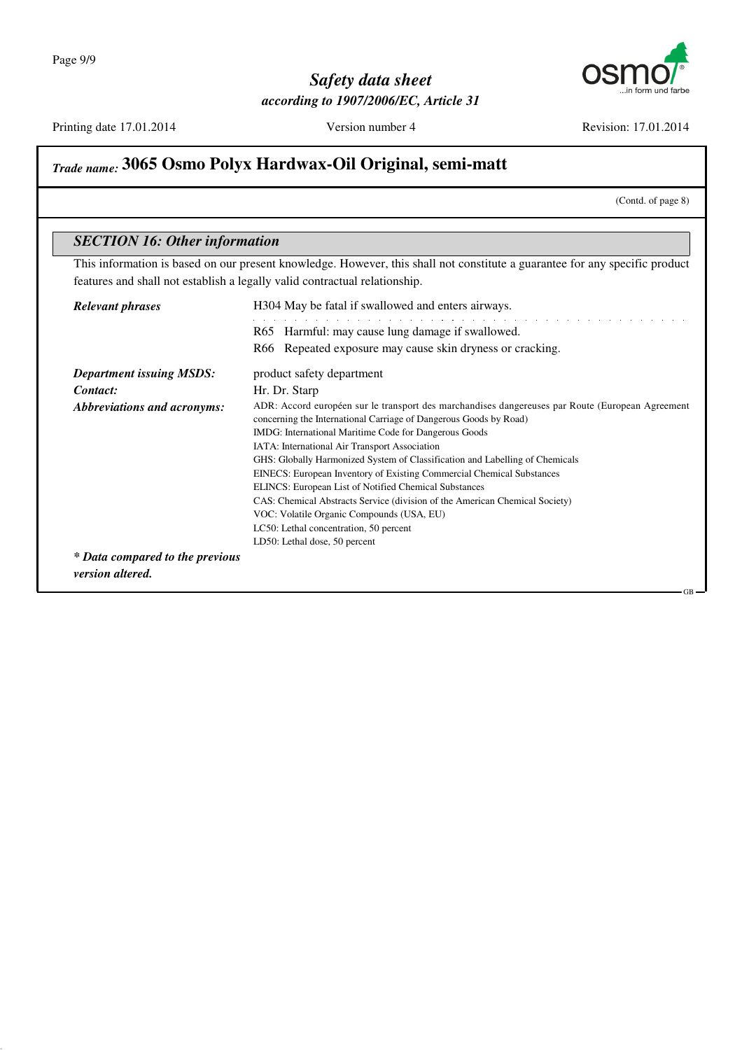## Trade name: 3065 Osmo Polyx Hardwax-Oil Original, semi-matt

(Contd. of page 8)

### SECTION 16: Other information

This information is based on our present knowledge. However, this shall not constitute a guarantee for any specific product features and shall not establish a legally valid contractual relationship.

***Relevant phrases***
H304 May be fatal if swallowed and enters airways.

R65 Harmful: may cause lung damage if swallowed.
R66 Repeated exposure may cause skin dryness or cracking.

***Department issuing MSDS:*** product safety department

***Contact:*** Hr. Dr. Starp

***Abbreviations and acronyms:***
ADR: Accord européen sur le transport des marchandises dangereuses par Route (European Agreement concerning the International Carriage of Dangerous Goods by Road)
IMDG: International Maritime Code for Dangerous Goods
IATA: International Air Transport Association
GHS: Globally Harmonized System of Classification and Labelling of Chemicals
EINECS: European Inventory of Existing Commercial Chemical Substances
ELINCS: European List of Notified Chemical Substances
CAS: Chemical Abstracts Service (division of the American Chemical Society)
VOC: Volatile Organic Compounds (USA, EU)
LC50: Lethal concentration, 50 percent
LD50: Lethal dose, 50 percent

***\* Data compared to the previous version altered.***